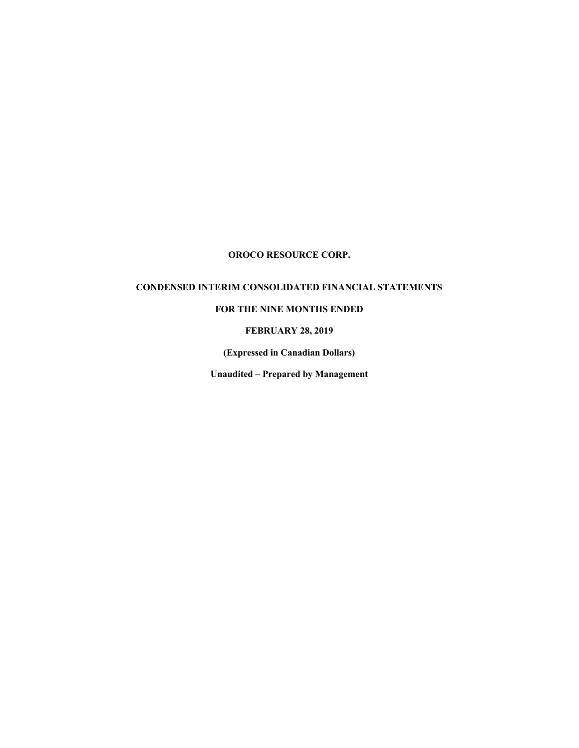# OROCO RESOURCE CORP.

## CONDENSED INTERIM CONSOLIDATED FINANCIAL STATEMENTS

## FOR THE NINE MONTHS ENDED

## FEBRUARY 28, 2019

**(Expressed in Canadian Dollars)**

**Unaudited – Prepared by Management**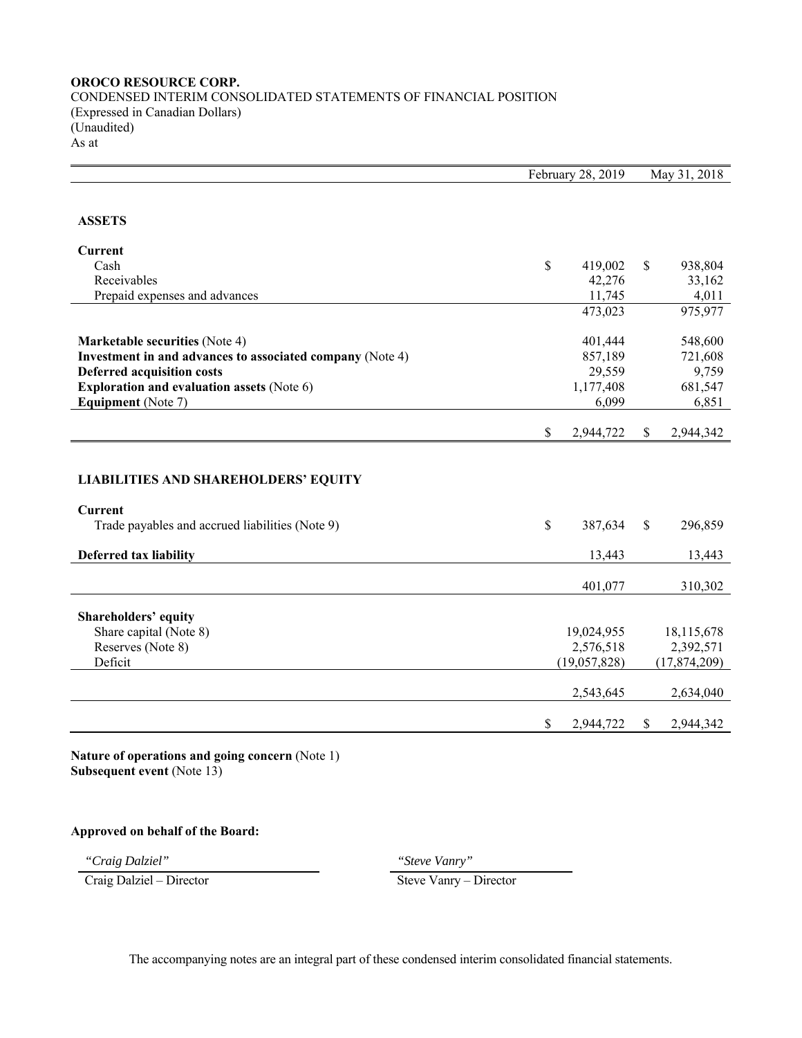**OROCO RESOURCE CORP.**
CONDENSED INTERIM CONSOLIDATED STATEMENTS OF FINANCIAL POSITION
(Expressed in Canadian Dollars)
(Unaudited)
As at

| | February 28, 2019 | May 31, 2018 |
|---|---|---|
| **ASSETS** | | |
| **Current** | | |
| Cash | $ 419,002 | $ 938,804 |
| Receivables | 42,276 | 33,162 |
| Prepaid expenses and advances | 11,745 | 4,011 |
| | 473,023 | 975,977 |
| **Marketable securities** (Note 4) | 401,444 | 548,600 |
| **Investment in and advances to associated company** (Note 4) | 857,189 | 721,608 |
| **Deferred acquisition costs** | 29,559 | 9,759 |
| **Exploration and evaluation assets** (Note 6) | 1,177,408 | 681,547 |
| **Equipment** (Note 7) | 6,099 | 6,851 |
| | $ 2,944,722 | $ 2,944,342 |
| **LIABILITIES AND SHAREHOLDERS' EQUITY** | | |
| **Current** | | |
| Trade payables and accrued liabilities (Note 9) | $ 387,634 | $ 296,859 |
| **Deferred tax liability** | 13,443 | 13,443 |
| | 401,077 | 310,302 |
| **Shareholders' equity** | | |
| Share capital (Note 8) | 19,024,955 | 18,115,678 |
| Reserves (Note 8) | 2,576,518 | 2,392,571 |
| Deficit | (19,057,828) | (17,874,209) |
| | 2,543,645 | 2,634,040 |
| | $ 2,944,722 | $ 2,944,342 |

**Nature of operations and going concern** (Note 1)
**Subsequent event** (Note 13)

**Approved on behalf of the Board:**

| *"Craig Dalziel"* | *"Steve Vanry"* |
|---|---|
| Craig Dalziel – Director | Steve Vanry – Director |

The accompanying notes are an integral part of these condensed interim consolidated financial statements.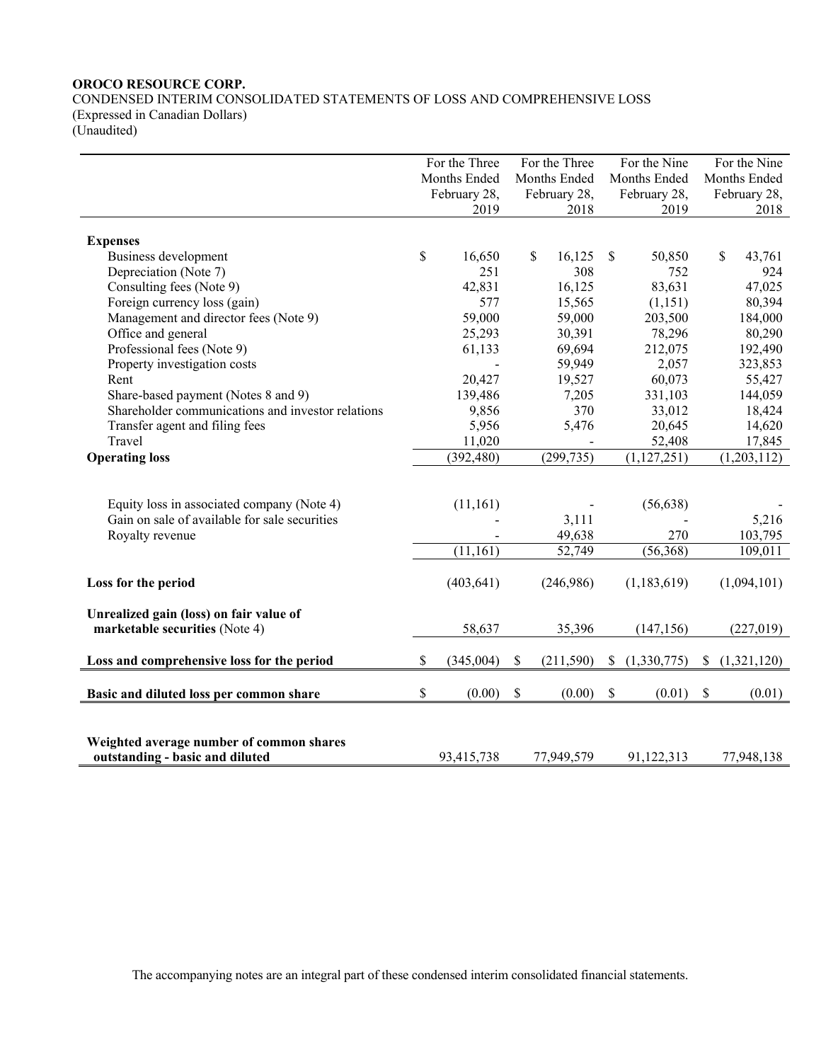**OROCO RESOURCE CORP.**
CONDENSED INTERIM CONSOLIDATED STATEMENTS OF LOSS AND COMPREHENSIVE LOSS
(Expressed in Canadian Dollars)
(Unaudited)

| | For the Three Months Ended February 28, 2019 | For the Three Months Ended February 28, 2018 | For the Nine Months Ended February 28, 2019 | For the Nine Months Ended February 28, 2018 |
|---|---|---|---|---|
| **Expenses** | | | | |
| Business development | $ 16,650 | $ 16,125 | $ 50,850 | $ 43,761 |
| Depreciation (Note 7) | 251 | 308 | 752 | 924 |
| Consulting fees (Note 9) | 42,831 | 16,125 | 83,631 | 47,025 |
| Foreign currency loss (gain) | 577 | 15,565 | (1,151) | 80,394 |
| Management and director fees (Note 9) | 59,000 | 59,000 | 203,500 | 184,000 |
| Office and general | 25,293 | 30,391 | 78,296 | 80,290 |
| Professional fees (Note 9) | 61,133 | 69,694 | 212,075 | 192,490 |
| Property investigation costs | - | 59,949 | 2,057 | 323,853 |
| Rent | 20,427 | 19,527 | 60,073 | 55,427 |
| Share-based payment (Notes 8 and 9) | 139,486 | 7,205 | 331,103 | 144,059 |
| Shareholder communications and investor relations | 9,856 | 370 | 33,012 | 18,424 |
| Transfer agent and filing fees | 5,956 | 5,476 | 20,645 | 14,620 |
| Travel | 11,020 | - | 52,408 | 17,845 |
| **Operating loss** | (392,480) | (299,735) | (1,127,251) | (1,203,112) |
| | | | | |
| Equity loss in associated company (Note 4) | (11,161) | - | (56,638) | - |
| Gain on sale of available for sale securities | - | 3,111 | - | 5,216 |
| Royalty revenue | - | 49,638 | 270 | 103,795 |
| | (11,161) | 52,749 | (56,368) | 109,011 |
| | | | | |
| **Loss for the period** | (403,641) | (246,986) | (1,183,619) | (1,094,101) |
| | | | | |
| **Unrealized gain (loss) on fair value of marketable securities** (Note 4) | 58,637 | 35,396 | (147,156) | (227,019) |
| | | | | |
| **Loss and comprehensive loss for the period** | $ (345,004) | $ (211,590) | $ (1,330,775) | $ (1,321,120) |
| | | | | |
| **Basic and diluted loss per common share** | $ (0.00) | $ (0.00) | $ (0.01) | $ (0.01) |
| | | | | |
| **Weighted average number of common shares outstanding - basic and diluted** | 93,415,738 | 77,949,579 | 91,122,313 | 77,948,138 |

The accompanying notes are an integral part of these condensed interim consolidated financial statements.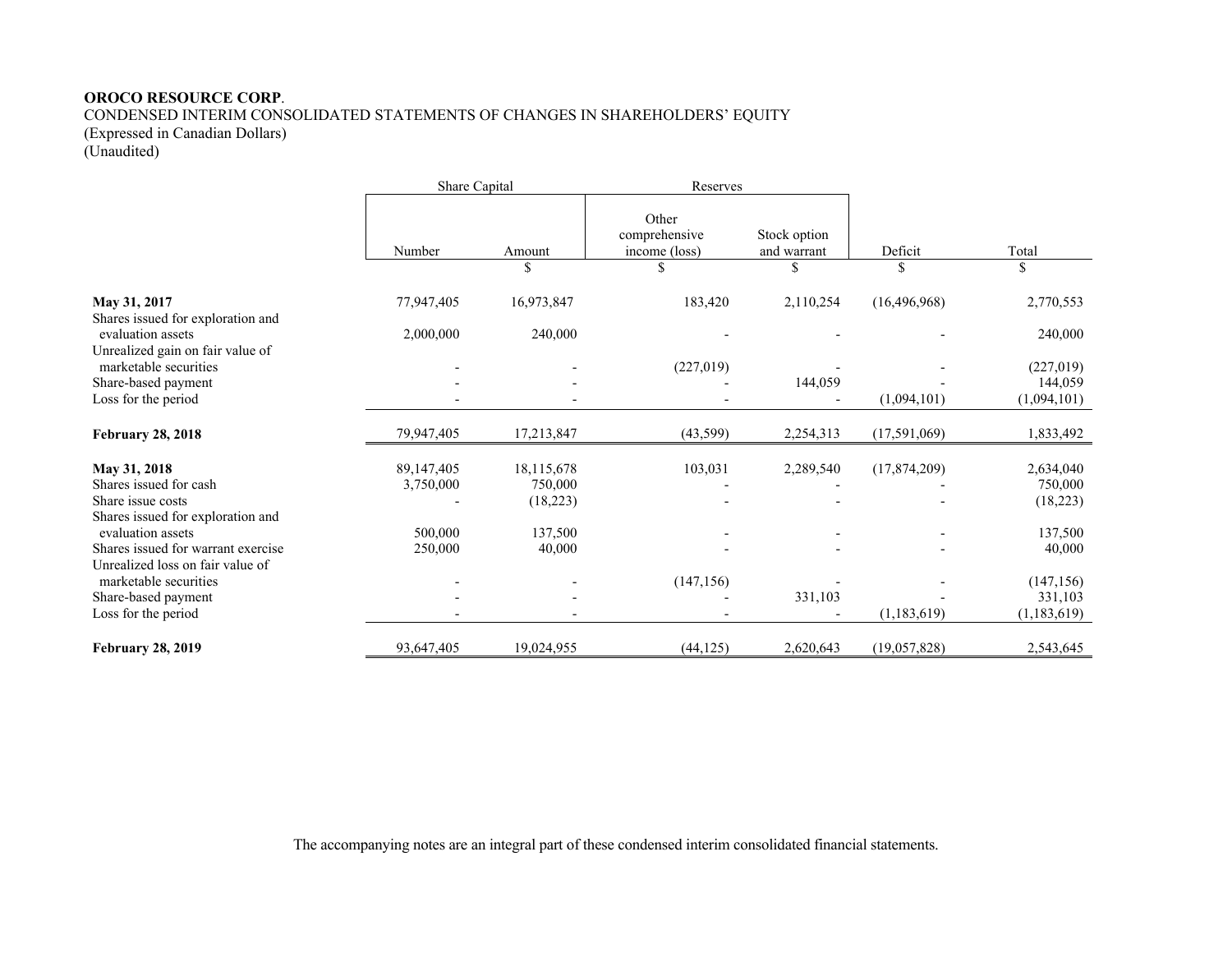**OROCO RESOURCE CORP**.

CONDENSED INTERIM CONSOLIDATED STATEMENTS OF CHANGES IN SHAREHOLDERS' EQUITY
(Expressed in Canadian Dollars)
(Unaudited)

| | Share Capital | | Reserves | | | |
|---|---|---|---|---|---|---|
| | Number | Amount | Other comprehensive income (loss) | Stock option and warrant | Deficit | Total |
| | | $ | $ | $ | $ | $ |
| **May 31, 2017** | 77,947,405 | 16,973,847 | 183,420 | 2,110,254 | (16,496,968) | 2,770,553 |
| Shares issued for exploration and evaluation assets | 2,000,000 | 240,000 | - | - | - | 240,000 |
| Unrealized gain on fair value of marketable securities | - | - | (227,019) | - | - | (227,019) |
| Share-based payment | - | - | - | 144,059 | - | 144,059 |
| Loss for the period | - | - | - | - | (1,094,101) | (1,094,101) |
| **February 28, 2018** | 79,947,405 | 17,213,847 | (43,599) | 2,254,313 | (17,591,069) | 1,833,492 |
| **May 31, 2018** | 89,147,405 | 18,115,678 | 103,031 | 2,289,540 | (17,874,209) | 2,634,040 |
| Shares issued for cash | 3,750,000 | 750,000 | - | - | - | 750,000 |
| Share issue costs | - | (18,223) | - | - | - | (18,223) |
| Shares issued for exploration and evaluation assets | 500,000 | 137,500 | - | - | - | 137,500 |
| Shares issued for warrant exercise | 250,000 | 40,000 | - | - | - | 40,000 |
| Unrealized loss on fair value of marketable securities | - | - | (147,156) | - | - | (147,156) |
| Share-based payment | - | - | - | 331,103 | - | 331,103 |
| Loss for the period | - | - | - | - | (1,183,619) | (1,183,619) |
| **February 28, 2019** | 93,647,405 | 19,024,955 | (44,125) | 2,620,643 | (19,057,828) | 2,543,645 |

The accompanying notes are an integral part of these condensed interim consolidated financial statements.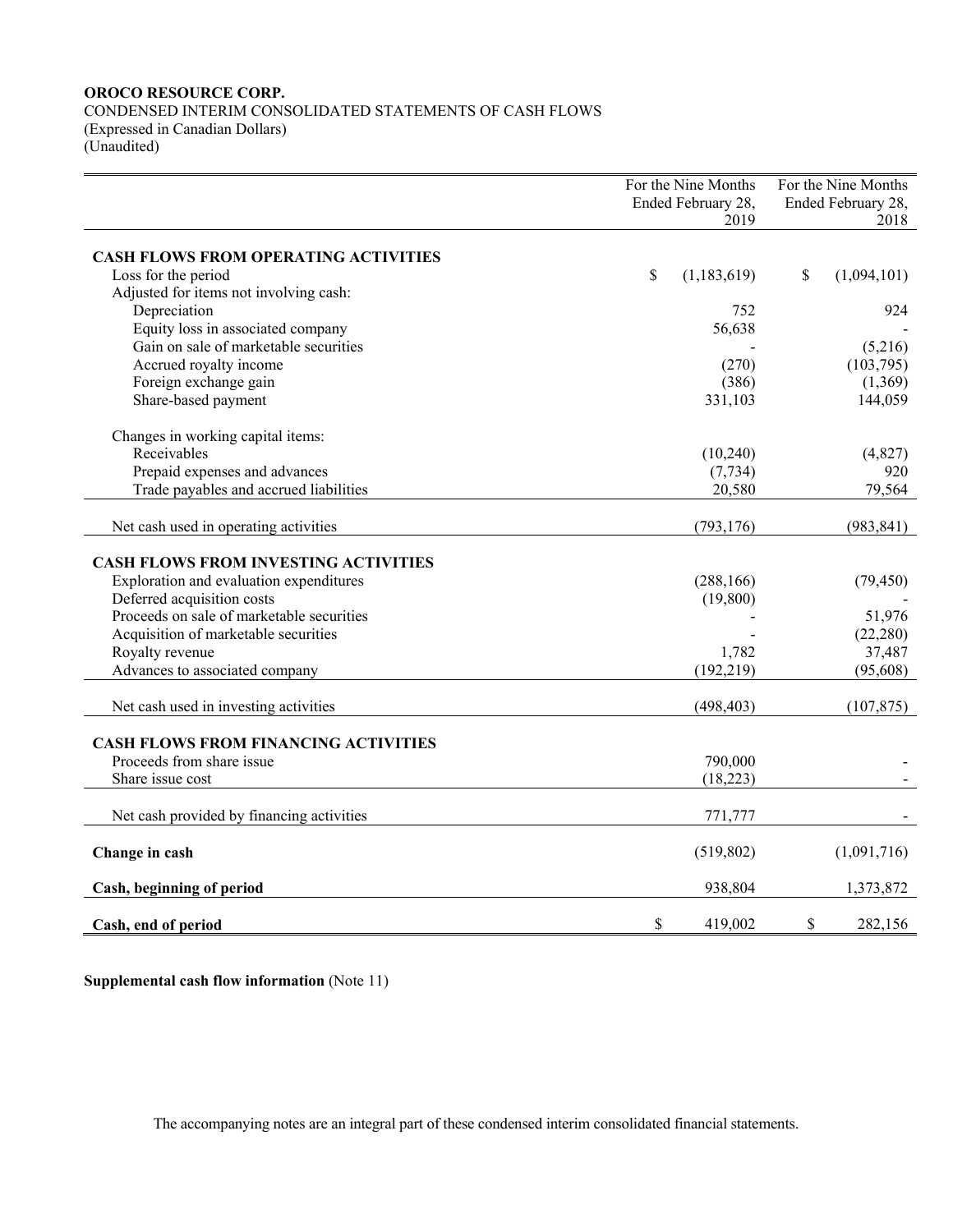**OROCO RESOURCE CORP.**
CONDENSED INTERIM CONSOLIDATED STATEMENTS OF CASH FLOWS
(Expressed in Canadian Dollars)
(Unaudited)

| | For the Nine Months Ended February 28, 2019 | For the Nine Months Ended February 28, 2018 |
|---|---|---|
| **CASH FLOWS FROM OPERATING ACTIVITIES** | | |
| Loss for the period | $ (1,183,619) | $ (1,094,101) |
| Adjusted for items not involving cash: | | |
| Depreciation | 752 | 924 |
| Equity loss in associated company | 56,638 | - |
| Gain on sale of marketable securities | - | (5,216) |
| Accrued royalty income | (270) | (103,795) |
| Foreign exchange gain | (386) | (1,369) |
| Share-based payment | 331,103 | 144,059 |
| Changes in working capital items: | | |
| Receivables | (10,240) | (4,827) |
| Prepaid expenses and advances | (7,734) | 920 |
| Trade payables and accrued liabilities | 20,580 | 79,564 |
| Net cash used in operating activities | (793,176) | (983,841) |
| **CASH FLOWS FROM INVESTING ACTIVITIES** | | |
| Exploration and evaluation expenditures | (288,166) | (79,450) |
| Deferred acquisition costs | (19,800) | - |
| Proceeds on sale of marketable securities | - | 51,976 |
| Acquisition of marketable securities | - | (22,280) |
| Royalty revenue | 1,782 | 37,487 |
| Advances to associated company | (192,219) | (95,608) |
| Net cash used in investing activities | (498,403) | (107,875) |
| **CASH FLOWS FROM FINANCING ACTIVITIES** | | |
| Proceeds from share issue | 790,000 | - |
| Share issue cost | (18,223) | - |
| Net cash provided by financing activities | 771,777 | - |
| **Change in cash** | (519,802) | (1,091,716) |
| **Cash, beginning of period** | 938,804 | 1,373,872 |
| **Cash, end of period** | $ 419,002 | $ 282,156 |

**Supplemental cash flow information** (Note 11)

The accompanying notes are an integral part of these condensed interim consolidated financial statements.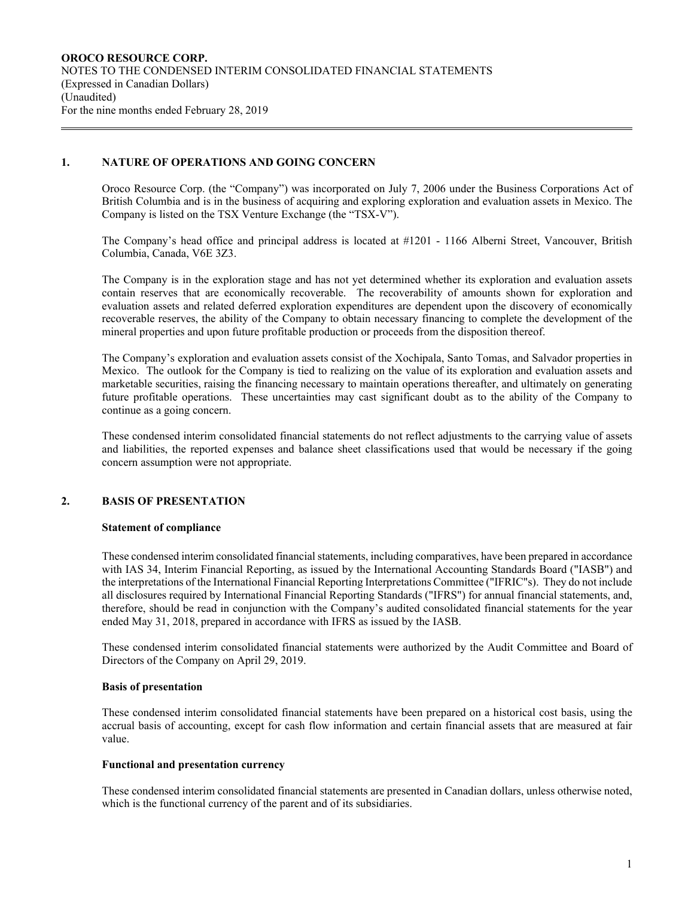**OROCO RESOURCE CORP.**
NOTES TO THE CONDENSED INTERIM CONSOLIDATED FINANCIAL STATEMENTS
(Expressed in Canadian Dollars)
(Unaudited)
For the nine months ended February 28, 2019

## 1. NATURE OF OPERATIONS AND GOING CONCERN

Oroco Resource Corp. (the "Company") was incorporated on July 7, 2006 under the Business Corporations Act of British Columbia and is in the business of acquiring and exploring exploration and evaluation assets in Mexico. The Company is listed on the TSX Venture Exchange (the "TSX-V").

The Company's head office and principal address is located at #1201 - 1166 Alberni Street, Vancouver, British Columbia, Canada, V6E 3Z3.

The Company is in the exploration stage and has not yet determined whether its exploration and evaluation assets contain reserves that are economically recoverable. The recoverability of amounts shown for exploration and evaluation assets and related deferred exploration expenditures are dependent upon the discovery of economically recoverable reserves, the ability of the Company to obtain necessary financing to complete the development of the mineral properties and upon future profitable production or proceeds from the disposition thereof.

The Company's exploration and evaluation assets consist of the Xochipala, Santo Tomas, and Salvador properties in Mexico. The outlook for the Company is tied to realizing on the value of its exploration and evaluation assets and marketable securities, raising the financing necessary to maintain operations thereafter, and ultimately on generating future profitable operations. These uncertainties may cast significant doubt as to the ability of the Company to continue as a going concern.

These condensed interim consolidated financial statements do not reflect adjustments to the carrying value of assets and liabilities, the reported expenses and balance sheet classifications used that would be necessary if the going concern assumption were not appropriate.

## 2. BASIS OF PRESENTATION

### Statement of compliance

These condensed interim consolidated financial statements, including comparatives, have been prepared in accordance with IAS 34, Interim Financial Reporting, as issued by the International Accounting Standards Board ("IASB") and the interpretations of the International Financial Reporting Interpretations Committee ("IFRIC"s). They do not include all disclosures required by International Financial Reporting Standards ("IFRS") for annual financial statements, and, therefore, should be read in conjunction with the Company's audited consolidated financial statements for the year ended May 31, 2018, prepared in accordance with IFRS as issued by the IASB.

These condensed interim consolidated financial statements were authorized by the Audit Committee and Board of Directors of the Company on April 29, 2019.

### Basis of presentation

These condensed interim consolidated financial statements have been prepared on a historical cost basis, using the accrual basis of accounting, except for cash flow information and certain financial assets that are measured at fair value.

### Functional and presentation currency

These condensed interim consolidated financial statements are presented in Canadian dollars, unless otherwise noted, which is the functional currency of the parent and of its subsidiaries.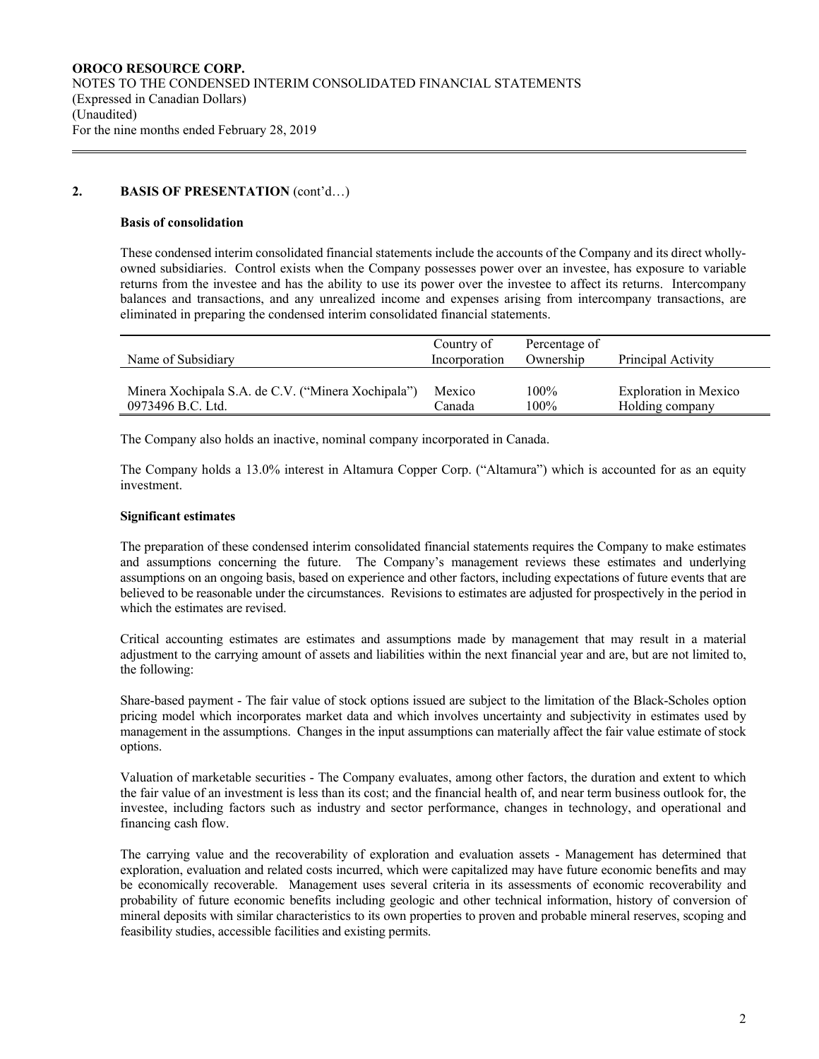## 2. BASIS OF PRESENTATION (cont'd…)

### Basis of consolidation

These condensed interim consolidated financial statements include the accounts of the Company and its direct wholly-owned subsidiaries. Control exists when the Company possesses power over an investee, has exposure to variable returns from the investee and has the ability to use its power over the investee to affect its returns. Intercompany balances and transactions, and any unrealized income and expenses arising from intercompany transactions, are eliminated in preparing the condensed interim consolidated financial statements.

| Name of Subsidiary | Country of Incorporation | Percentage of Ownership | Principal Activity |
|---|---|---|---|
| Minera Xochipala S.A. de C.V. ("Minera Xochipala") | Mexico | 100% | Exploration in Mexico |
| 0973496 B.C. Ltd. | Canada | 100% | Holding company |

The Company also holds an inactive, nominal company incorporated in Canada.

The Company holds a 13.0% interest in Altamura Copper Corp. ("Altamura") which is accounted for as an equity investment.

### Significant estimates

The preparation of these condensed interim consolidated financial statements requires the Company to make estimates and assumptions concerning the future. The Company's management reviews these estimates and underlying assumptions on an ongoing basis, based on experience and other factors, including expectations of future events that are believed to be reasonable under the circumstances. Revisions to estimates are adjusted for prospectively in the period in which the estimates are revised.

Critical accounting estimates are estimates and assumptions made by management that may result in a material adjustment to the carrying amount of assets and liabilities within the next financial year and are, but are not limited to, the following:

Share-based payment - The fair value of stock options issued are subject to the limitation of the Black-Scholes option pricing model which incorporates market data and which involves uncertainty and subjectivity in estimates used by management in the assumptions. Changes in the input assumptions can materially affect the fair value estimate of stock options.

Valuation of marketable securities - The Company evaluates, among other factors, the duration and extent to which the fair value of an investment is less than its cost; and the financial health of, and near term business outlook for, the investee, including factors such as industry and sector performance, changes in technology, and operational and financing cash flow.

The carrying value and the recoverability of exploration and evaluation assets - Management has determined that exploration, evaluation and related costs incurred, which were capitalized may have future economic benefits and may be economically recoverable. Management uses several criteria in its assessments of economic recoverability and probability of future economic benefits including geologic and other technical information, history of conversion of mineral deposits with similar characteristics to its own properties to proven and probable mineral reserves, scoping and feasibility studies, accessible facilities and existing permits.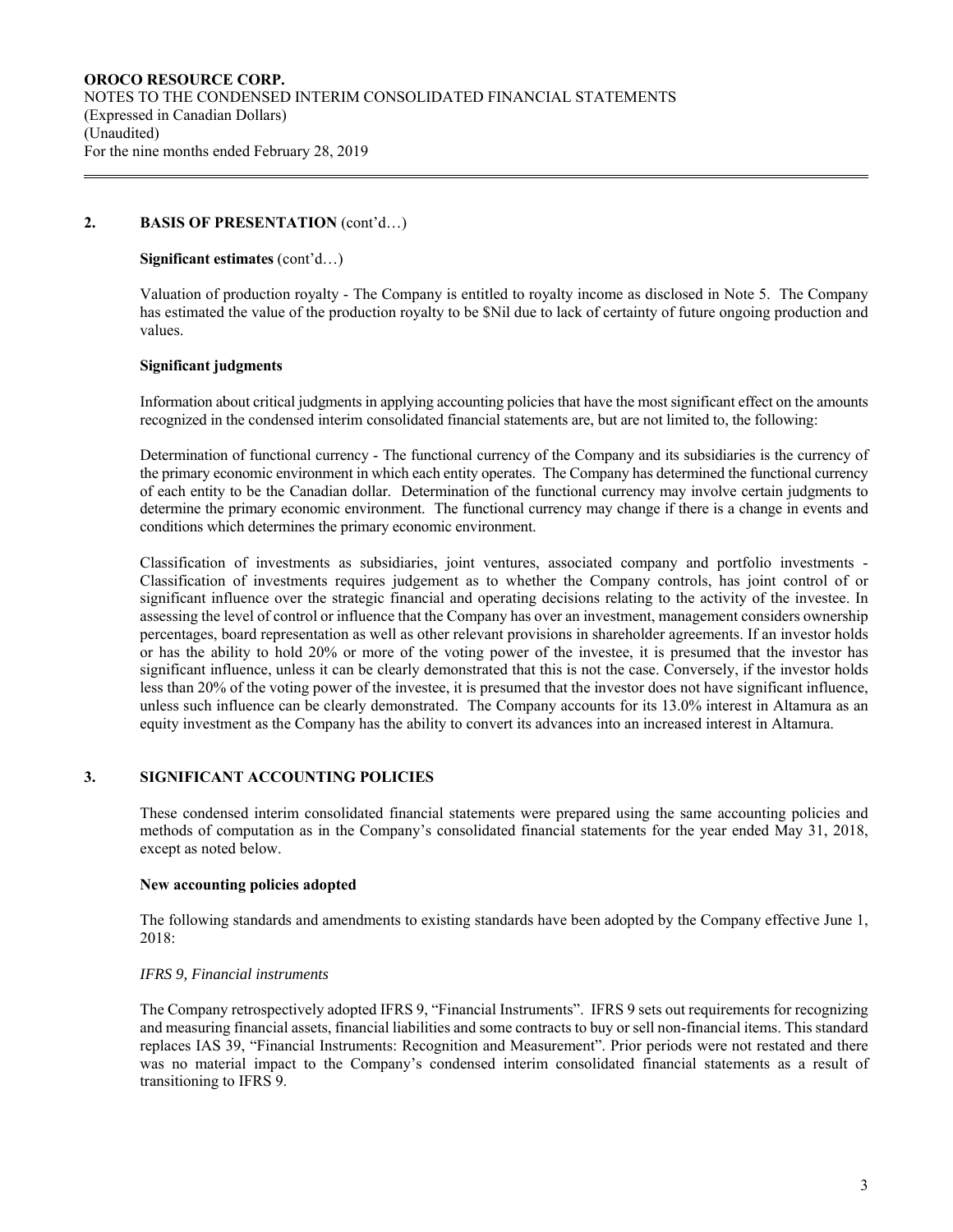## 2. BASIS OF PRESENTATION (cont'd…)

**Significant estimates** (cont'd…)

Valuation of production royalty - The Company is entitled to royalty income as disclosed in Note 5. The Company has estimated the value of the production royalty to be $Nil due to lack of certainty of future ongoing production and values.

**Significant judgments**

Information about critical judgments in applying accounting policies that have the most significant effect on the amounts recognized in the condensed interim consolidated financial statements are, but are not limited to, the following:

Determination of functional currency - The functional currency of the Company and its subsidiaries is the currency of the primary economic environment in which each entity operates. The Company has determined the functional currency of each entity to be the Canadian dollar. Determination of the functional currency may involve certain judgments to determine the primary economic environment. The functional currency may change if there is a change in events and conditions which determines the primary economic environment.

Classification of investments as subsidiaries, joint ventures, associated company and portfolio investments - Classification of investments requires judgement as to whether the Company controls, has joint control of or significant influence over the strategic financial and operating decisions relating to the activity of the investee. In assessing the level of control or influence that the Company has over an investment, management considers ownership percentages, board representation as well as other relevant provisions in shareholder agreements. If an investor holds or has the ability to hold 20% or more of the voting power of the investee, it is presumed that the investor has significant influence, unless it can be clearly demonstrated that this is not the case. Conversely, if the investor holds less than 20% of the voting power of the investee, it is presumed that the investor does not have significant influence, unless such influence can be clearly demonstrated. The Company accounts for its 13.0% interest in Altamura as an equity investment as the Company has the ability to convert its advances into an increased interest in Altamura.

## 3. SIGNIFICANT ACCOUNTING POLICIES

These condensed interim consolidated financial statements were prepared using the same accounting policies and methods of computation as in the Company's consolidated financial statements for the year ended May 31, 2018, except as noted below.

**New accounting policies adopted**

The following standards and amendments to existing standards have been adopted by the Company effective June 1, 2018:

*IFRS 9, Financial instruments*

The Company retrospectively adopted IFRS 9, "Financial Instruments". IFRS 9 sets out requirements for recognizing and measuring financial assets, financial liabilities and some contracts to buy or sell non-financial items. This standard replaces IAS 39, "Financial Instruments: Recognition and Measurement". Prior periods were not restated and there was no material impact to the Company's condensed interim consolidated financial statements as a result of transitioning to IFRS 9.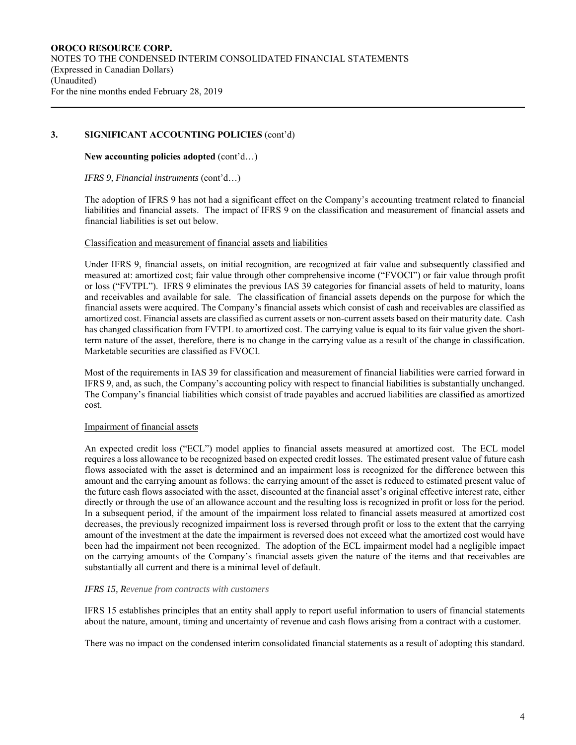## 3. SIGNIFICANT ACCOUNTING POLICIES (cont'd)

**New accounting policies adopted** (cont'd…)

*IFRS 9, Financial instruments* (cont'd…)

The adoption of IFRS 9 has not had a significant effect on the Company's accounting treatment related to financial liabilities and financial assets. The impact of IFRS 9 on the classification and measurement of financial assets and financial liabilities is set out below.

Classification and measurement of financial assets and liabilities

Under IFRS 9, financial assets, on initial recognition, are recognized at fair value and subsequently classified and measured at: amortized cost; fair value through other comprehensive income ("FVOCI") or fair value through profit or loss ("FVTPL"). IFRS 9 eliminates the previous IAS 39 categories for financial assets of held to maturity, loans and receivables and available for sale. The classification of financial assets depends on the purpose for which the financial assets were acquired. The Company's financial assets which consist of cash and receivables are classified as amortized cost. Financial assets are classified as current assets or non-current assets based on their maturity date. Cash has changed classification from FVTPL to amortized cost. The carrying value is equal to its fair value given the short-term nature of the asset, therefore, there is no change in the carrying value as a result of the change in classification. Marketable securities are classified as FVOCI.

Most of the requirements in IAS 39 for classification and measurement of financial liabilities were carried forward in IFRS 9, and, as such, the Company's accounting policy with respect to financial liabilities is substantially unchanged. The Company's financial liabilities which consist of trade payables and accrued liabilities are classified as amortized cost.

Impairment of financial assets

An expected credit loss ("ECL") model applies to financial assets measured at amortized cost. The ECL model requires a loss allowance to be recognized based on expected credit losses. The estimated present value of future cash flows associated with the asset is determined and an impairment loss is recognized for the difference between this amount and the carrying amount as follows: the carrying amount of the asset is reduced to estimated present value of the future cash flows associated with the asset, discounted at the financial asset's original effective interest rate, either directly or through the use of an allowance account and the resulting loss is recognized in profit or loss for the period. In a subsequent period, if the amount of the impairment loss related to financial assets measured at amortized cost decreases, the previously recognized impairment loss is reversed through profit or loss to the extent that the carrying amount of the investment at the date the impairment is reversed does not exceed what the amortized cost would have been had the impairment not been recognized. The adoption of the ECL impairment model had a negligible impact on the carrying amounts of the Company's financial assets given the nature of the items and that receivables are substantially all current and there is a minimal level of default.

*IFRS 15, Revenue from contracts with customers*

IFRS 15 establishes principles that an entity shall apply to report useful information to users of financial statements about the nature, amount, timing and uncertainty of revenue and cash flows arising from a contract with a customer.

There was no impact on the condensed interim consolidated financial statements as a result of adopting this standard.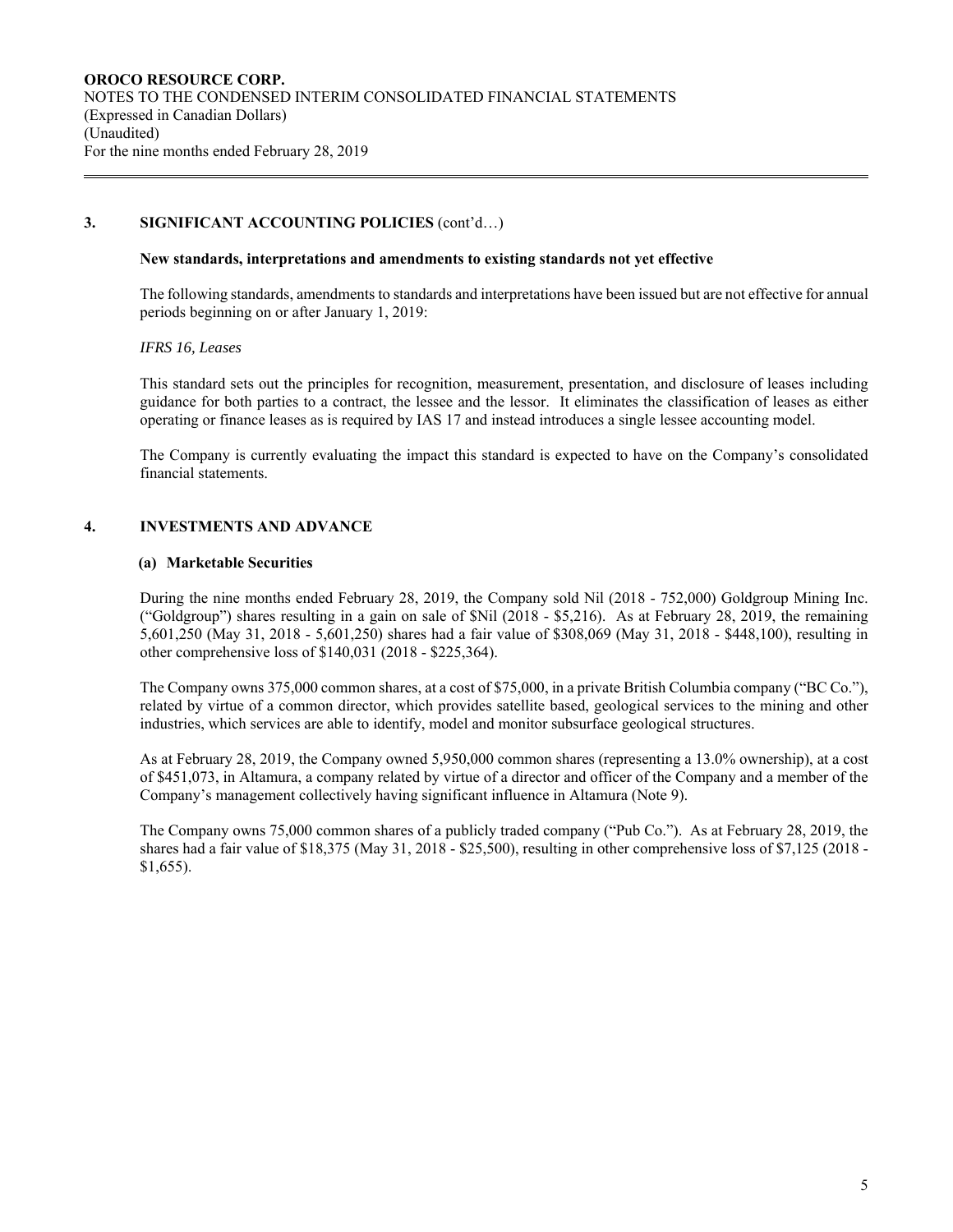### 3. SIGNIFICANT ACCOUNTING POLICIES (cont'd…)

**New standards, interpretations and amendments to existing standards not yet effective**

The following standards, amendments to standards and interpretations have been issued but are not effective for annual periods beginning on or after January 1, 2019:

*IFRS 16, Leases*

This standard sets out the principles for recognition, measurement, presentation, and disclosure of leases including guidance for both parties to a contract, the lessee and the lessor. It eliminates the classification of leases as either operating or finance leases as is required by IAS 17 and instead introduces a single lessee accounting model.

The Company is currently evaluating the impact this standard is expected to have on the Company's consolidated financial statements.

### 4. INVESTMENTS AND ADVANCE

**(a) Marketable Securities**

During the nine months ended February 28, 2019, the Company sold Nil (2018 - 752,000) Goldgroup Mining Inc. ("Goldgroup") shares resulting in a gain on sale of $Nil (2018 - $5,216). As at February 28, 2019, the remaining 5,601,250 (May 31, 2018 - 5,601,250) shares had a fair value of $308,069 (May 31, 2018 - $448,100), resulting in other comprehensive loss of $140,031 (2018 - $225,364).

The Company owns 375,000 common shares, at a cost of $75,000, in a private British Columbia company ("BC Co."), related by virtue of a common director, which provides satellite based, geological services to the mining and other industries, which services are able to identify, model and monitor subsurface geological structures.

As at February 28, 2019, the Company owned 5,950,000 common shares (representing a 13.0% ownership), at a cost of $451,073, in Altamura, a company related by virtue of a director and officer of the Company and a member of the Company's management collectively having significant influence in Altamura (Note 9).

The Company owns 75,000 common shares of a publicly traded company ("Pub Co."). As at February 28, 2019, the shares had a fair value of $18,375 (May 31, 2018 - $25,500), resulting in other comprehensive loss of $7,125 (2018 - $1,655).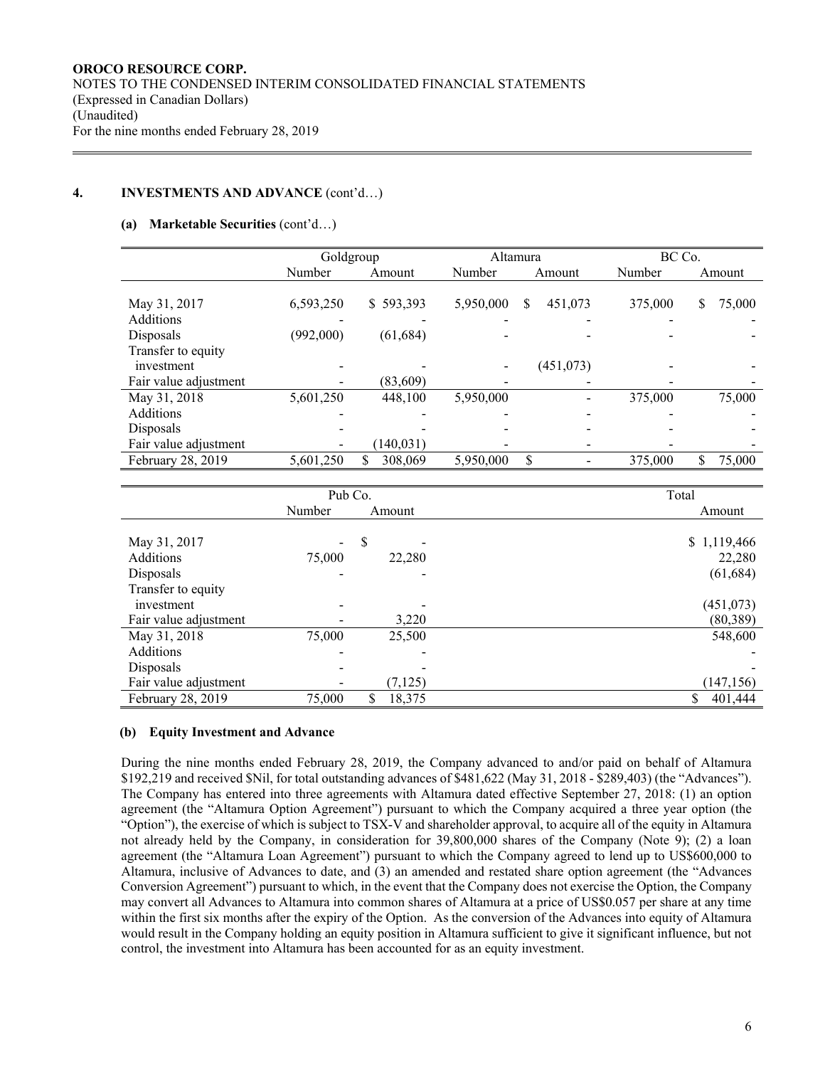## 4. INVESTMENTS AND ADVANCE (cont'd…)

### (a) Marketable Securities (cont'd…)

| | Goldgroup | | Altamura | | BC Co. | |
|---|---|---|---|---|---|---|
| | Number | Amount | Number | Amount | Number | Amount |
| May 31, 2017 | 6,593,250 | $ 593,393 | 5,950,000 | $ 451,073 | 375,000 | $ 75,000 |
| Additions | - | - | - | - | - | - |
| Disposals | (992,000) | (61,684) | - | - | - | - |
| Transfer to equity investment | - | - | - | (451,073) | - | - |
| Fair value adjustment | - | (83,609) | - | - | - | - |
| May 31, 2018 | 5,601,250 | 448,100 | 5,950,000 | - | 375,000 | 75,000 |
| Additions | - | - | - | - | - | - |
| Disposals | - | - | - | - | - | - |
| Fair value adjustment | - | (140,031) | - | - | - | - |
| February 28, 2019 | 5,601,250 | $ 308,069 | 5,950,000 | $ - | 375,000 | $ 75,000 |

| | Pub Co. | | Total |
|---|---|---|---|
| | Number | Amount | Amount |
| May 31, 2017 | - | $ - | $ 1,119,466 |
| Additions | 75,000 | 22,280 | 22,280 |
| Disposals | - | - | (61,684) |
| Transfer to equity investment | - | - | (451,073) |
| Fair value adjustment | - | 3,220 | (80,389) |
| May 31, 2018 | 75,000 | 25,500 | 548,600 |
| Additions | - | - | - |
| Disposals | - | - | - |
| Fair value adjustment | - | (7,125) | (147,156) |
| February 28, 2019 | 75,000 | $ 18,375 | $ 401,444 |

### (b) Equity Investment and Advance

During the nine months ended February 28, 2019, the Company advanced to and/or paid on behalf of Altamura $192,219 and received $Nil, for total outstanding advances of $481,622 (May 31, 2018 - $289,403) (the "Advances"). The Company has entered into three agreements with Altamura dated effective September 27, 2018: (1) an option agreement (the "Altamura Option Agreement") pursuant to which the Company acquired a three year option (the "Option"), the exercise of which is subject to TSX-V and shareholder approval, to acquire all of the equity in Altamura not already held by the Company, in consideration for 39,800,000 shares of the Company (Note 9); (2) a loan agreement (the "Altamura Loan Agreement") pursuant to which the Company agreed to lend up to US$600,000 to Altamura, inclusive of Advances to date, and (3) an amended and restated share option agreement (the "Advances Conversion Agreement") pursuant to which, in the event that the Company does not exercise the Option, the Company may convert all Advances to Altamura into common shares of Altamura at a price of US$0.057 per share at any time within the first six months after the expiry of the Option. As the conversion of the Advances into equity of Altamura would result in the Company holding an equity position in Altamura sufficient to give it significant influence, but not control, the investment into Altamura has been accounted for as an equity investment.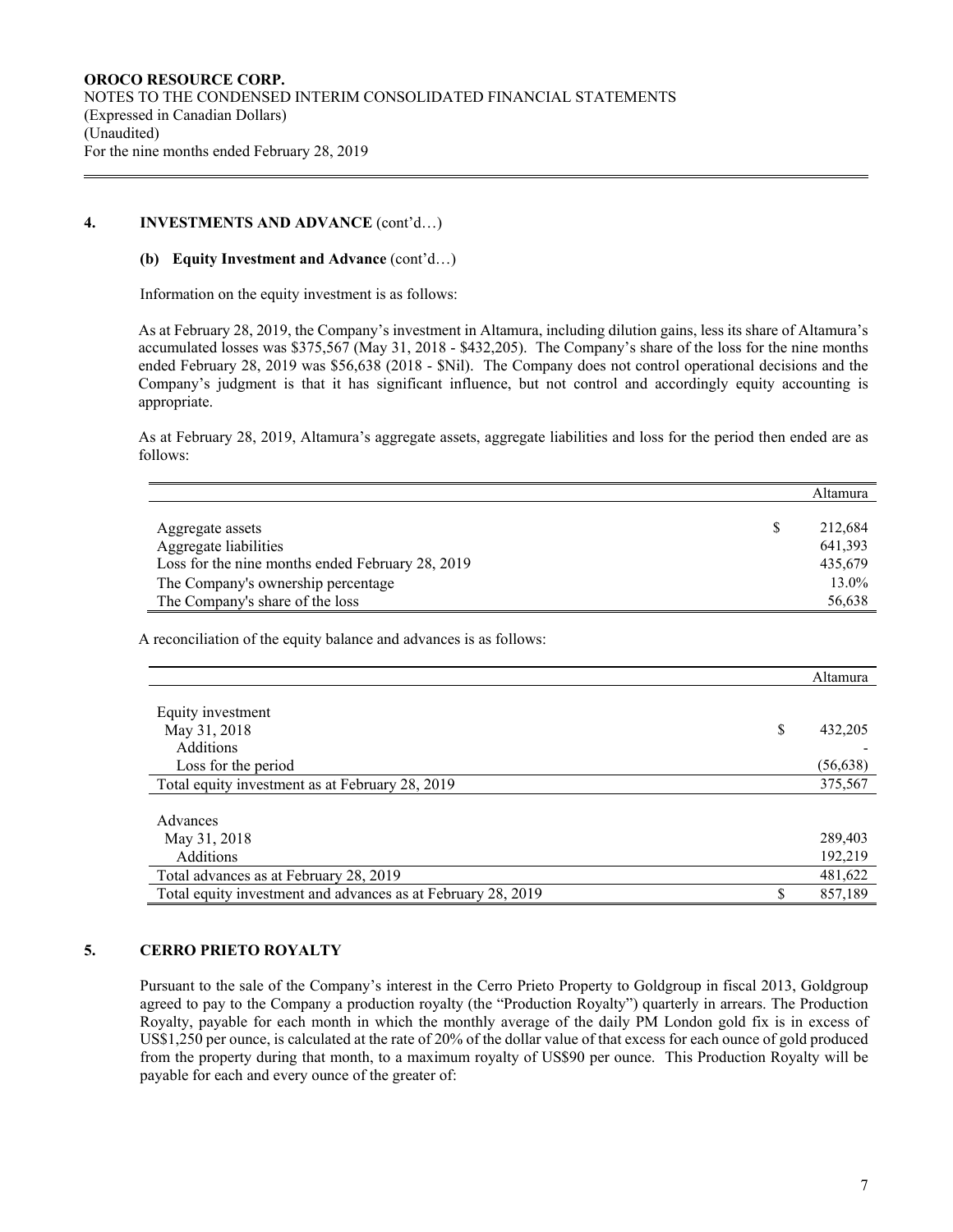## 4. INVESTMENTS AND ADVANCE (cont'd…)

### (b) Equity Investment and Advance (cont'd…)

Information on the equity investment is as follows:

As at February 28, 2019, the Company's investment in Altamura, including dilution gains, less its share of Altamura's accumulated losses was $375,567 (May 31, 2018 - $432,205). The Company's share of the loss for the nine months ended February 28, 2019 was $56,638 (2018 - $Nil). The Company does not control operational decisions and the Company's judgment is that it has significant influence, but not control and accordingly equity accounting is appropriate.

As at February 28, 2019, Altamura's aggregate assets, aggregate liabilities and loss for the period then ended are as follows:

| | | Altamura |
|---|---|---|
| Aggregate assets | $ | 212,684 |
| Aggregate liabilities | | 641,393 |
| Loss for the nine months ended February 28, 2019 | | 435,679 |
| The Company's ownership percentage | | 13.0% |
| The Company's share of the loss | | 56,638 |

A reconciliation of the equity balance and advances is as follows:

| | | Altamura |
|---|---|---|
| Equity investment | | |
| May 31, 2018 | $ | 432,205 |
| Additions | | - |
| Loss for the period | | (56,638) |
| Total equity investment as at February 28, 2019 | | 375,567 |
| Advances | | |
| May 31, 2018 | | 289,403 |
| Additions | | 192,219 |
| Total advances as at February 28, 2019 | | 481,622 |
| Total equity investment and advances as at February 28, 2019 | $ | 857,189 |

## 5. CERRO PRIETO ROYALTY

Pursuant to the sale of the Company's interest in the Cerro Prieto Property to Goldgroup in fiscal 2013, Goldgroup agreed to pay to the Company a production royalty (the "Production Royalty") quarterly in arrears. The Production Royalty, payable for each month in which the monthly average of the daily PM London gold fix is in excess of US$1,250 per ounce, is calculated at the rate of 20% of the dollar value of that excess for each ounce of gold produced from the property during that month, to a maximum royalty of US$90 per ounce. This Production Royalty will be payable for each and every ounce of the greater of: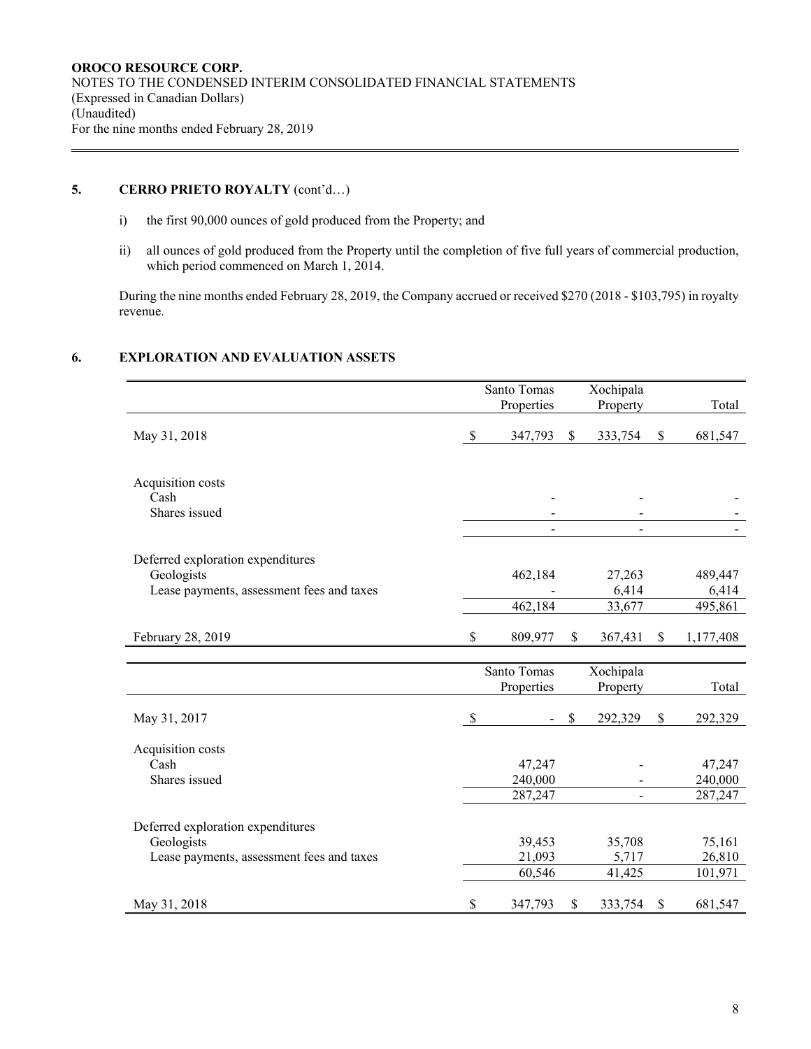**OROCO RESOURCE CORP.**
NOTES TO THE CONDENSED INTERIM CONSOLIDATED FINANCIAL STATEMENTS
(Expressed in Canadian Dollars)
(Unaudited)
For the nine months ended February 28, 2019

## 5. CERRO PRIETO ROYALTY (cont'd…)

i) the first 90,000 ounces of gold produced from the Property; and

ii) all ounces of gold produced from the Property until the completion of five full years of commercial production, which period commenced on March 1, 2014.

During the nine months ended February 28, 2019, the Company accrued or received $270 (2018 - $103,795) in royalty revenue.

## 6. EXPLORATION AND EVALUATION ASSETS

| | Santo Tomas Properties | Xochipala Property | Total |
|---|---|---|---|
| May 31, 2018 | $ 347,793 | $ 333,754 | $ 681,547 |
| | | | |
| Acquisition costs | | | |
| Cash | - | - | - |
| Shares issued | - | - | - |
| | - | - | - |
| | | | |
| Deferred exploration expenditures | | | |
| Geologists | 462,184 | 27,263 | 489,447 |
| Lease payments, assessment fees and taxes | - | 6,414 | 6,414 |
| | 462,184 | 33,677 | 495,861 |
| | | | |
| February 28, 2019 | $ 809,977 | $ 367,431 | $ 1,177,408 |

| | Santo Tomas Properties | Xochipala Property | Total |
|---|---|---|---|
| May 31, 2017 | $ - | $ 292,329 | $ 292,329 |
| | | | |
| Acquisition costs | | | |
| Cash | 47,247 | - | 47,247 |
| Shares issued | 240,000 | - | 240,000 |
| | 287,247 | - | 287,247 |
| | | | |
| Deferred exploration expenditures | | | |
| Geologists | 39,453 | 35,708 | 75,161 |
| Lease payments, assessment fees and taxes | 21,093 | 5,717 | 26,810 |
| | 60,546 | 41,425 | 101,971 |
| | | | |
| May 31, 2018 | $ 347,793 | $ 333,754 | $ 681,547 |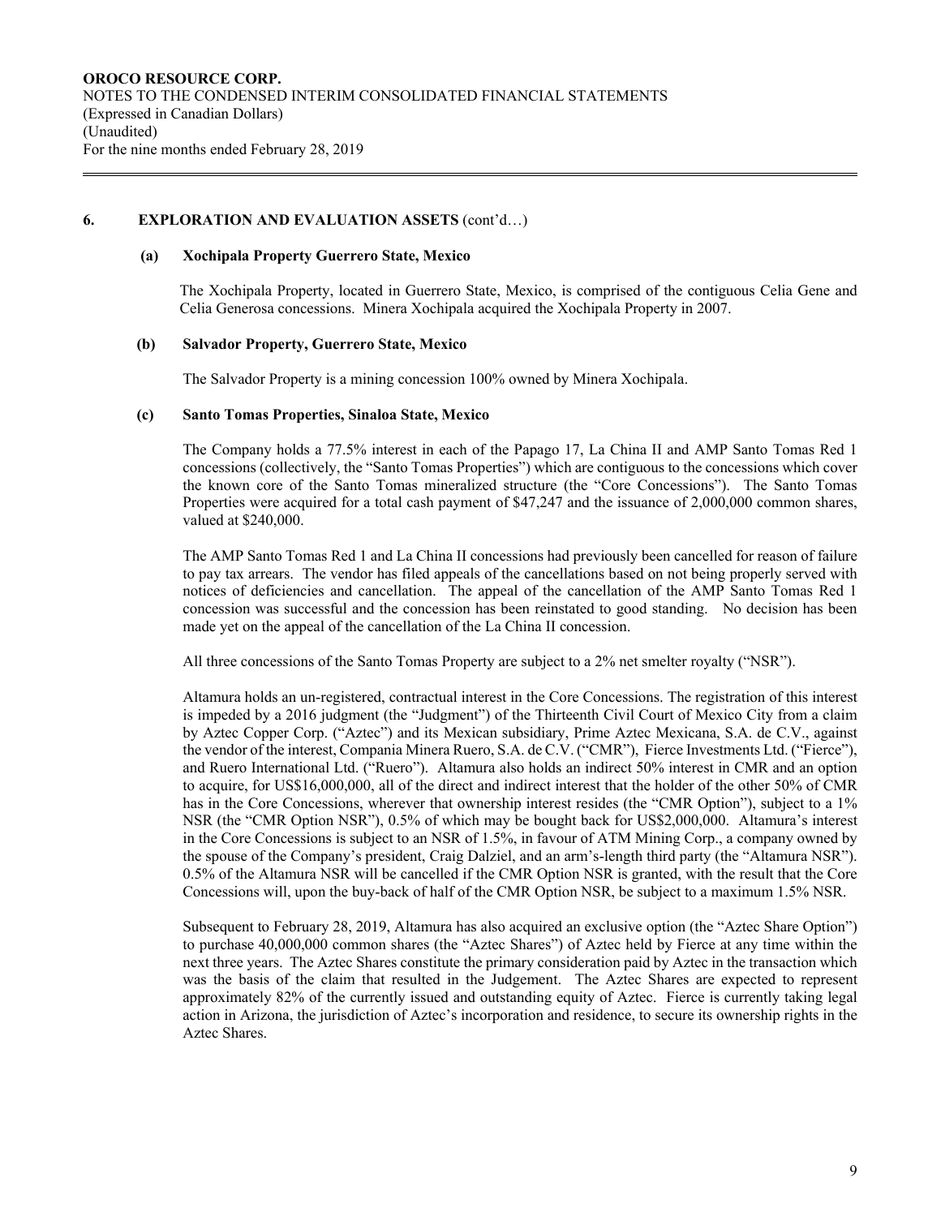## 6. EXPLORATION AND EVALUATION ASSETS (cont'd…)

### (a) Xochipala Property Guerrero State, Mexico

The Xochipala Property, located in Guerrero State, Mexico, is comprised of the contiguous Celia Gene and Celia Generosa concessions. Minera Xochipala acquired the Xochipala Property in 2007.

### (b) Salvador Property, Guerrero State, Mexico

The Salvador Property is a mining concession 100% owned by Minera Xochipala.

### (c) Santo Tomas Properties, Sinaloa State, Mexico

The Company holds a 77.5% interest in each of the Papago 17, La China II and AMP Santo Tomas Red 1 concessions (collectively, the "Santo Tomas Properties") which are contiguous to the concessions which cover the known core of the Santo Tomas mineralized structure (the "Core Concessions"). The Santo Tomas Properties were acquired for a total cash payment of $47,247 and the issuance of 2,000,000 common shares, valued at $240,000.

The AMP Santo Tomas Red 1 and La China II concessions had previously been cancelled for reason of failure to pay tax arrears. The vendor has filed appeals of the cancellations based on not being properly served with notices of deficiencies and cancellation. The appeal of the cancellation of the AMP Santo Tomas Red 1 concession was successful and the concession has been reinstated to good standing. No decision has been made yet on the appeal of the cancellation of the La China II concession.

All three concessions of the Santo Tomas Property are subject to a 2% net smelter royalty ("NSR").

Altamura holds an un-registered, contractual interest in the Core Concessions. The registration of this interest is impeded by a 2016 judgment (the "Judgment") of the Thirteenth Civil Court of Mexico City from a claim by Aztec Copper Corp. ("Aztec") and its Mexican subsidiary, Prime Aztec Mexicana, S.A. de C.V., against the vendor of the interest, Compania Minera Ruero, S.A. de C.V. ("CMR"), Fierce Investments Ltd. ("Fierce"), and Ruero International Ltd. ("Ruero"). Altamura also holds an indirect 50% interest in CMR and an option to acquire, for US$16,000,000, all of the direct and indirect interest that the holder of the other 50% of CMR has in the Core Concessions, wherever that ownership interest resides (the "CMR Option"), subject to a 1% NSR (the "CMR Option NSR"), 0.5% of which may be bought back for US$2,000,000. Altamura's interest in the Core Concessions is subject to an NSR of 1.5%, in favour of ATM Mining Corp., a company owned by the spouse of the Company's president, Craig Dalziel, and an arm's-length third party (the "Altamura NSR"). 0.5% of the Altamura NSR will be cancelled if the CMR Option NSR is granted, with the result that the Core Concessions will, upon the buy-back of half of the CMR Option NSR, be subject to a maximum 1.5% NSR.

Subsequent to February 28, 2019, Altamura has also acquired an exclusive option (the "Aztec Share Option") to purchase 40,000,000 common shares (the "Aztec Shares") of Aztec held by Fierce at any time within the next three years. The Aztec Shares constitute the primary consideration paid by Aztec in the transaction which was the basis of the claim that resulted in the Judgement. The Aztec Shares are expected to represent approximately 82% of the currently issued and outstanding equity of Aztec. Fierce is currently taking legal action in Arizona, the jurisdiction of Aztec's incorporation and residence, to secure its ownership rights in the Aztec Shares.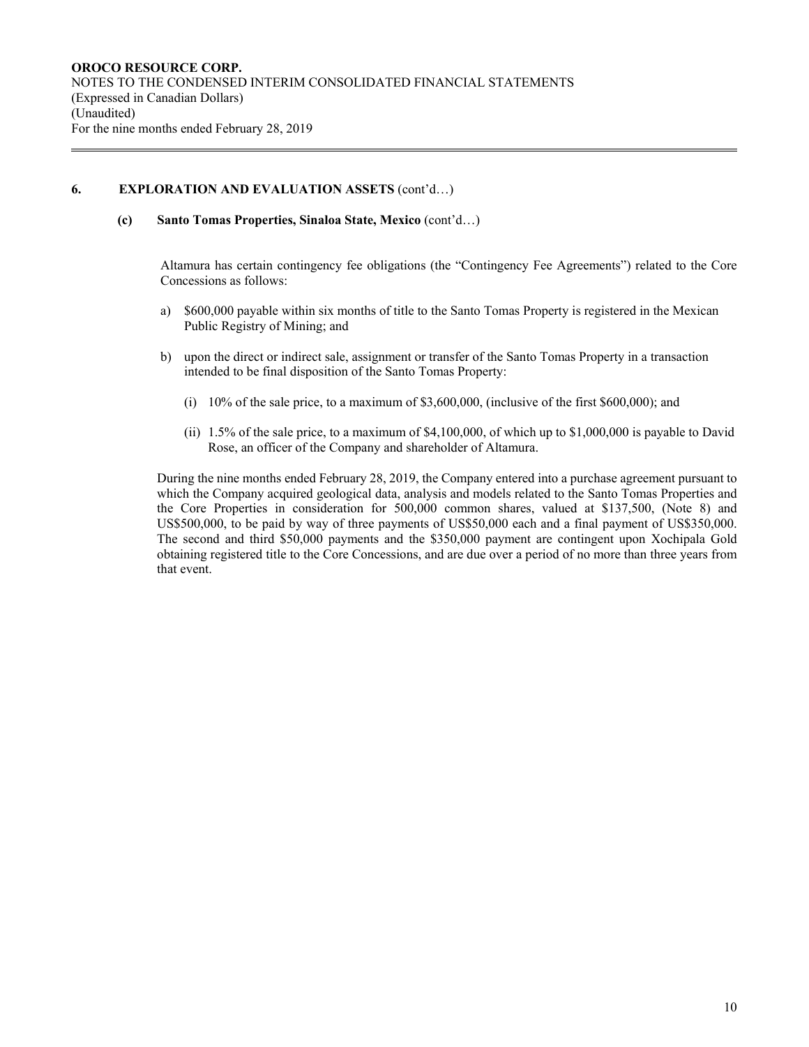## 6. EXPLORATION AND EVALUATION ASSETS (cont'd…)

### (c) Santo Tomas Properties, Sinaloa State, Mexico (cont'd…)

Altamura has certain contingency fee obligations (the "Contingency Fee Agreements") related to the Core Concessions as follows:

a) $600,000 payable within six months of title to the Santo Tomas Property is registered in the Mexican Public Registry of Mining; and

b) upon the direct or indirect sale, assignment or transfer of the Santo Tomas Property in a transaction intended to be final disposition of the Santo Tomas Property:

   (i) 10% of the sale price, to a maximum of $3,600,000, (inclusive of the first $600,000); and

   (ii) 1.5% of the sale price, to a maximum of $4,100,000, of which up to $1,000,000 is payable to David Rose, an officer of the Company and shareholder of Altamura.

During the nine months ended February 28, 2019, the Company entered into a purchase agreement pursuant to which the Company acquired geological data, analysis and models related to the Santo Tomas Properties and the Core Properties in consideration for 500,000 common shares, valued at $137,500, (Note 8) and US$500,000, to be paid by way of three payments of US$50,000 each and a final payment of US$350,000. The second and third $50,000 payments and the $350,000 payment are contingent upon Xochipala Gold obtaining registered title to the Core Concessions, and are due over a period of no more than three years from that event.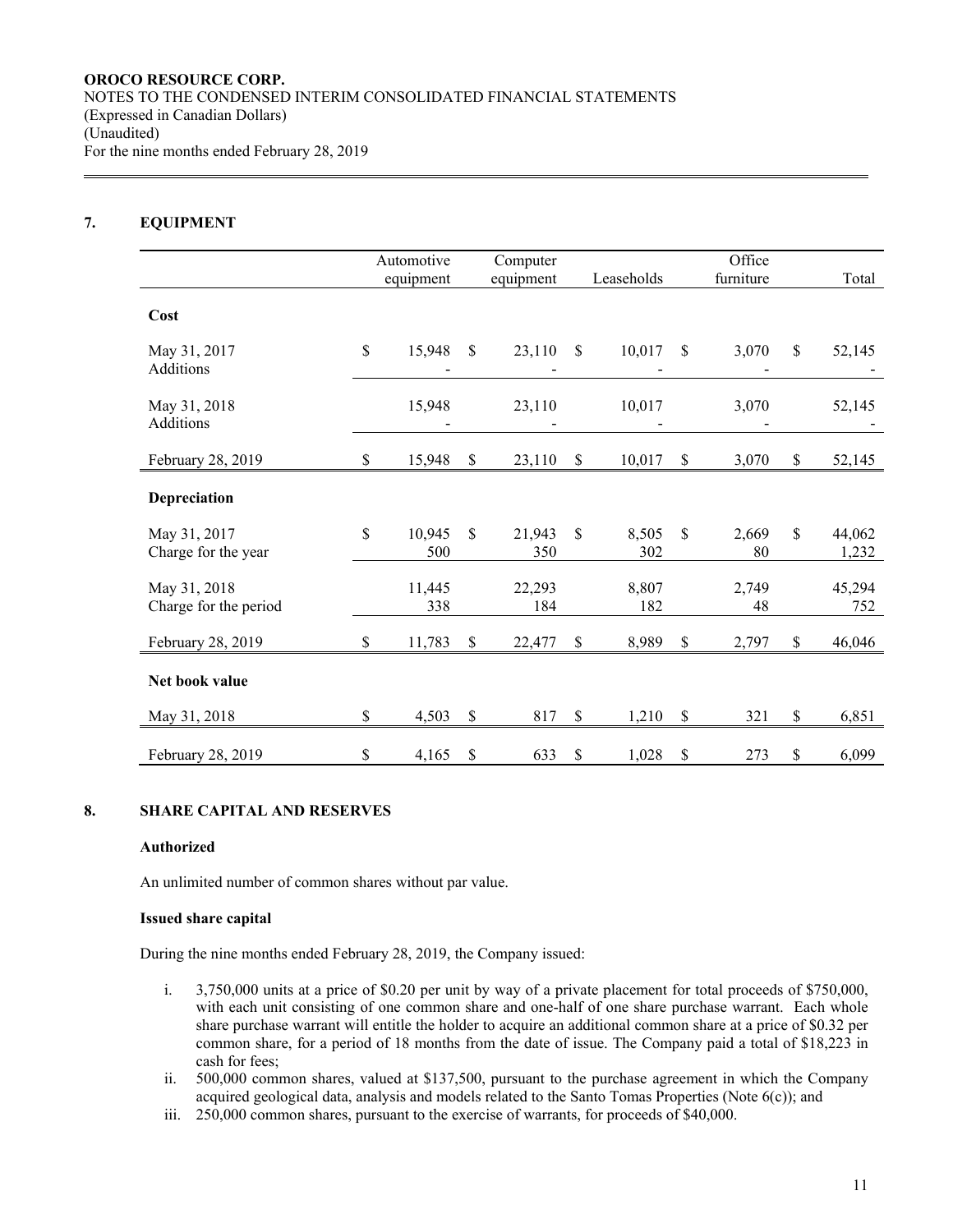## 7. EQUIPMENT

| | Automotive equipment | Computer equipment | Leaseholds | Office furniture | Total |
|---|---|---|---|---|---|
| **Cost** | | | | | |
| May 31, 2017 | $ 15,948 | $ 23,110 | $ 10,017 | $ 3,070 | $ 52,145 |
| Additions | - | - | - | - | - |
| May 31, 2018 | 15,948 | 23,110 | 10,017 | 3,070 | 52,145 |
| Additions | - | - | - | - | - |
| February 28, 2019 | $ 15,948 | $ 23,110 | $ 10,017 | $ 3,070 | $ 52,145 |
| **Depreciation** | | | | | |
| May 31, 2017 | $ 10,945 | $ 21,943 | $ 8,505 | $ 2,669 | $ 44,062 |
| Charge for the year | 500 | 350 | 302 | 80 | 1,232 |
| May 31, 2018 | 11,445 | 22,293 | 8,807 | 2,749 | 45,294 |
| Charge for the period | 338 | 184 | 182 | 48 | 752 |
| February 28, 2019 | $ 11,783 | $ 22,477 | $ 8,989 | $ 2,797 | $ 46,046 |
| **Net book value** | | | | | |
| May 31, 2018 | $ 4,503 | $ 817 | $ 1,210 | $ 321 | $ 6,851 |
| February 28, 2019 | $ 4,165 | $ 633 | $ 1,028 | $ 273 | $ 6,099 |

## 8. SHARE CAPITAL AND RESERVES

**Authorized**

An unlimited number of common shares without par value.

**Issued share capital**

During the nine months ended February 28, 2019, the Company issued:

i. 3,750,000 units at a price of $0.20 per unit by way of a private placement for total proceeds of $750,000, with each unit consisting of one common share and one-half of one share purchase warrant. Each whole share purchase warrant will entitle the holder to acquire an additional common share at a price of $0.32 per common share, for a period of 18 months from the date of issue. The Company paid a total of $18,223 in cash for fees;
ii. 500,000 common shares, valued at $137,500, pursuant to the purchase agreement in which the Company acquired geological data, analysis and models related to the Santo Tomas Properties (Note 6(c)); and
iii. 250,000 common shares, pursuant to the exercise of warrants, for proceeds of $40,000.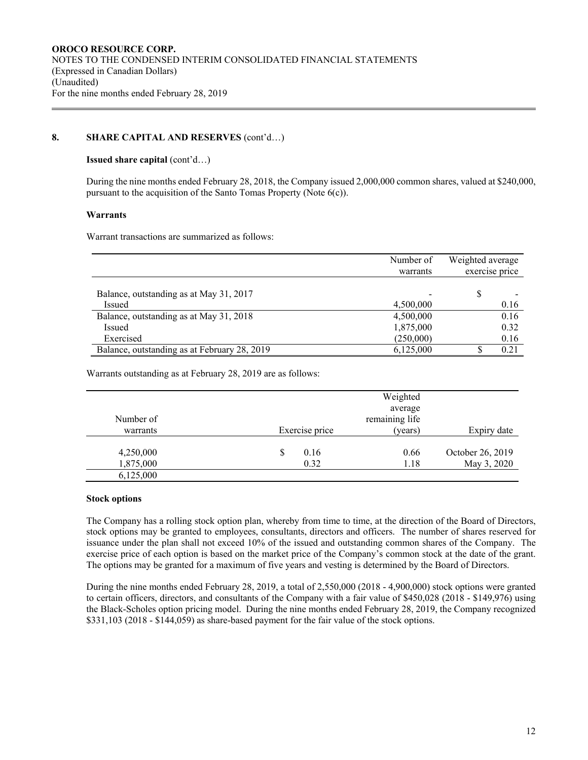## 8. SHARE CAPITAL AND RESERVES (cont'd…)

**Issued share capital** (cont'd…)

During the nine months ended February 28, 2018, the Company issued 2,000,000 common shares, valued at $240,000, pursuant to the acquisition of the Santo Tomas Property (Note 6(c)).

### Warrants

Warrant transactions are summarized as follows:

| | Number of warrants | Weighted average exercise price |
|---|---|---|
| Balance, outstanding as at May 31, 2017 | - | $ - |
| Issued | 4,500,000 | 0.16 |
| Balance, outstanding as at May 31, 2018 | 4,500,000 | 0.16 |
| Issued | 1,875,000 | 0.32 |
| Exercised | (250,000) | 0.16 |
| Balance, outstanding as at February 28, 2019 | 6,125,000 | $ 0.21 |

Warrants outstanding as at February 28, 2019 are as follows:

| Number of warrants | Exercise price | Weighted average remaining life (years) | Expiry date |
|---|---|---|---|
| 4,250,000 | $ 0.16 | 0.66 | October 26, 2019 |
| 1,875,000 | 0.32 | 1.18 | May 3, 2020 |
| 6,125,000 | | | |

### Stock options

The Company has a rolling stock option plan, whereby from time to time, at the direction of the Board of Directors, stock options may be granted to employees, consultants, directors and officers. The number of shares reserved for issuance under the plan shall not exceed 10% of the issued and outstanding common shares of the Company. The exercise price of each option is based on the market price of the Company's common stock at the date of the grant. The options may be granted for a maximum of five years and vesting is determined by the Board of Directors.

During the nine months ended February 28, 2019, a total of 2,550,000 (2018 - 4,900,000) stock options were granted to certain officers, directors, and consultants of the Company with a fair value of $450,028 (2018 - $149,976) using the Black-Scholes option pricing model. During the nine months ended February 28, 2019, the Company recognized $331,103 (2018 - $144,059) as share-based payment for the fair value of the stock options.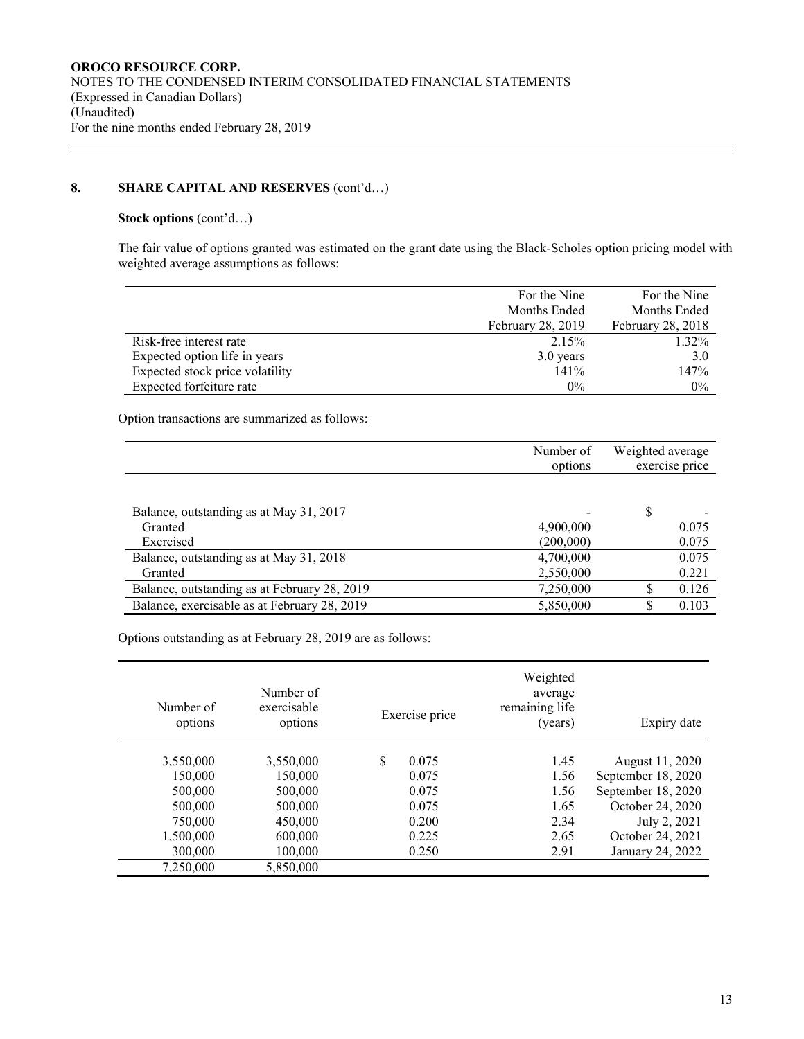**OROCO RESOURCE CORP.**
NOTES TO THE CONDENSED INTERIM CONSOLIDATED FINANCIAL STATEMENTS
(Expressed in Canadian Dollars)
(Unaudited)
For the nine months ended February 28, 2019

## 8. SHARE CAPITAL AND RESERVES (cont'd…)

**Stock options** (cont'd…)

The fair value of options granted was estimated on the grant date using the Black-Scholes option pricing model with weighted average assumptions as follows:

| | For the Nine Months Ended February 28, 2019 | For the Nine Months Ended February 28, 2018 |
|---|---|---|
| Risk-free interest rate | 2.15% | 1.32% |
| Expected option life in years | 3.0 years | 3.0 |
| Expected stock price volatility | 141% | 147% |
| Expected forfeiture rate | 0% | 0% |

Option transactions are summarized as follows:

| | Number of options | Weighted average exercise price |
|---|---|---|
| Balance, outstanding as at May 31, 2017 | - | $ - |
| Granted | 4,900,000 | 0.075 |
| Exercised | (200,000) | 0.075 |
| Balance, outstanding as at May 31, 2018 | 4,700,000 | 0.075 |
| Granted | 2,550,000 | 0.221 |
| Balance, outstanding as at February 28, 2019 | 7,250,000 | $ 0.126 |
| Balance, exercisable as at February 28, 2019 | 5,850,000 | $ 0.103 |

Options outstanding as at February 28, 2019 are as follows:

| Number of options | Number of exercisable options | Exercise price | Weighted average remaining life (years) | Expiry date |
|---|---|---|---|---|
| 3,550,000 | 3,550,000 | $ 0.075 | 1.45 | August 11, 2020 |
| 150,000 | 150,000 | 0.075 | 1.56 | September 18, 2020 |
| 500,000 | 500,000 | 0.075 | 1.56 | September 18, 2020 |
| 500,000 | 500,000 | 0.075 | 1.65 | October 24, 2020 |
| 750,000 | 450,000 | 0.200 | 2.34 | July 2, 2021 |
| 1,500,000 | 600,000 | 0.225 | 2.65 | October 24, 2021 |
| 300,000 | 100,000 | 0.250 | 2.91 | January 24, 2022 |
| 7,250,000 | 5,850,000 | | | |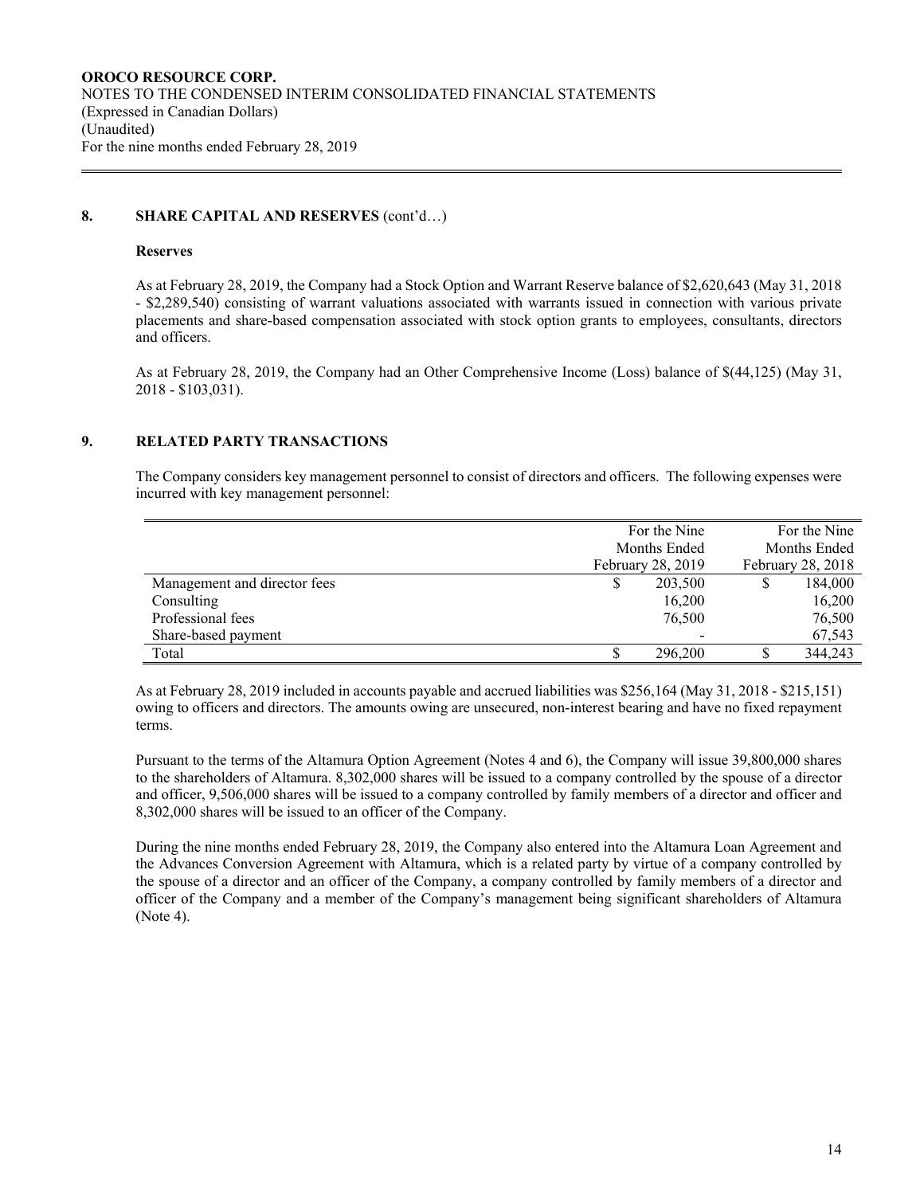## 8. SHARE CAPITAL AND RESERVES (cont'd…)

### Reserves

As at February 28, 2019, the Company had a Stock Option and Warrant Reserve balance of $2,620,643 (May 31, 2018 - $2,289,540) consisting of warrant valuations associated with warrants issued in connection with various private placements and share-based compensation associated with stock option grants to employees, consultants, directors and officers.

As at February 28, 2019, the Company had an Other Comprehensive Income (Loss) balance of $(44,125) (May 31, 2018 - $103,031).

## 9. RELATED PARTY TRANSACTIONS

The Company considers key management personnel to consist of directors and officers. The following expenses were incurred with key management personnel:

| | For the Nine Months Ended February 28, 2019 | For the Nine Months Ended February 28, 2018 |
|---|---|---|
| Management and director fees | $ 203,500 | $ 184,000 |
| Consulting | 16,200 | 16,200 |
| Professional fees | 76,500 | 76,500 |
| Share-based payment | - | 67,543 |
| Total | $ 296,200 | $ 344,243 |

As at February 28, 2019 included in accounts payable and accrued liabilities was $256,164 (May 31, 2018 - $215,151) owing to officers and directors. The amounts owing are unsecured, non-interest bearing and have no fixed repayment terms.

Pursuant to the terms of the Altamura Option Agreement (Notes 4 and 6), the Company will issue 39,800,000 shares to the shareholders of Altamura. 8,302,000 shares will be issued to a company controlled by the spouse of a director and officer, 9,506,000 shares will be issued to a company controlled by family members of a director and officer and 8,302,000 shares will be issued to an officer of the Company.

During the nine months ended February 28, 2019, the Company also entered into the Altamura Loan Agreement and the Advances Conversion Agreement with Altamura, which is a related party by virtue of a company controlled by the spouse of a director and an officer of the Company, a company controlled by family members of a director and officer of the Company and a member of the Company's management being significant shareholders of Altamura (Note 4).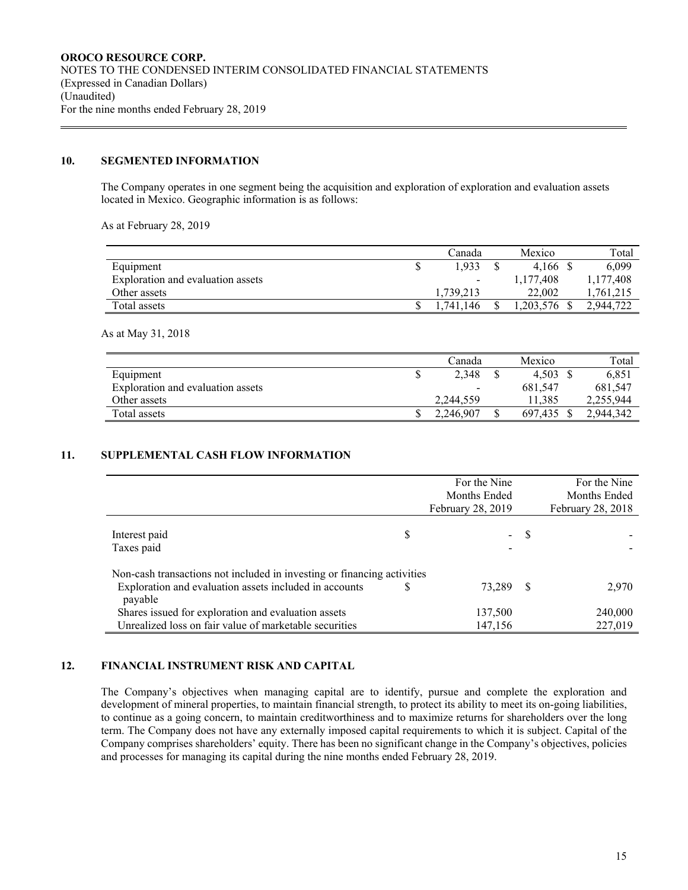## 10. SEGMENTED INFORMATION

The Company operates in one segment being the acquisition and exploration of exploration and evaluation assets located in Mexico. Geographic information is as follows:

As at February 28, 2019

| | Canada | Mexico | Total |
|---|---|---|---|
| Equipment | $ 1,933 | $ 4,166 | $ 6,099 |
| Exploration and evaluation assets | - | 1,177,408 | 1,177,408 |
| Other assets | 1,739,213 | 22,002 | 1,761,215 |
| Total assets | $ 1,741,146 | $ 1,203,576 | $ 2,944,722 |

As at May 31, 2018

| | Canada | Mexico | Total |
|---|---|---|---|
| Equipment | $ 2,348 | $ 4,503 | $ 6,851 |
| Exploration and evaluation assets | - | 681,547 | 681,547 |
| Other assets | 2,244,559 | 11,385 | 2,255,944 |
| Total assets | $ 2,246,907 | $ 697,435 | $ 2,944,342 |

## 11. SUPPLEMENTAL CASH FLOW INFORMATION

| | For the Nine Months Ended February 28, 2019 | For the Nine Months Ended February 28, 2018 |
|---|---|---|
| Interest paid | $ - | $ - |
| Taxes paid | - | - |
| Non-cash transactions not included in investing or financing activities | | |
| Exploration and evaluation assets included in accounts payable | $ 73,289 | $ 2,970 |
| Shares issued for exploration and evaluation assets | 137,500 | 240,000 |
| Unrealized loss on fair value of marketable securities | 147,156 | 227,019 |

## 12. FINANCIAL INSTRUMENT RISK AND CAPITAL

The Company's objectives when managing capital are to identify, pursue and complete the exploration and development of mineral properties, to maintain financial strength, to protect its ability to meet its on-going liabilities, to continue as a going concern, to maintain creditworthiness and to maximize returns for shareholders over the long term. The Company does not have any externally imposed capital requirements to which it is subject. Capital of the Company comprises shareholders' equity. There has been no significant change in the Company's objectives, policies and processes for managing its capital during the nine months ended February 28, 2019.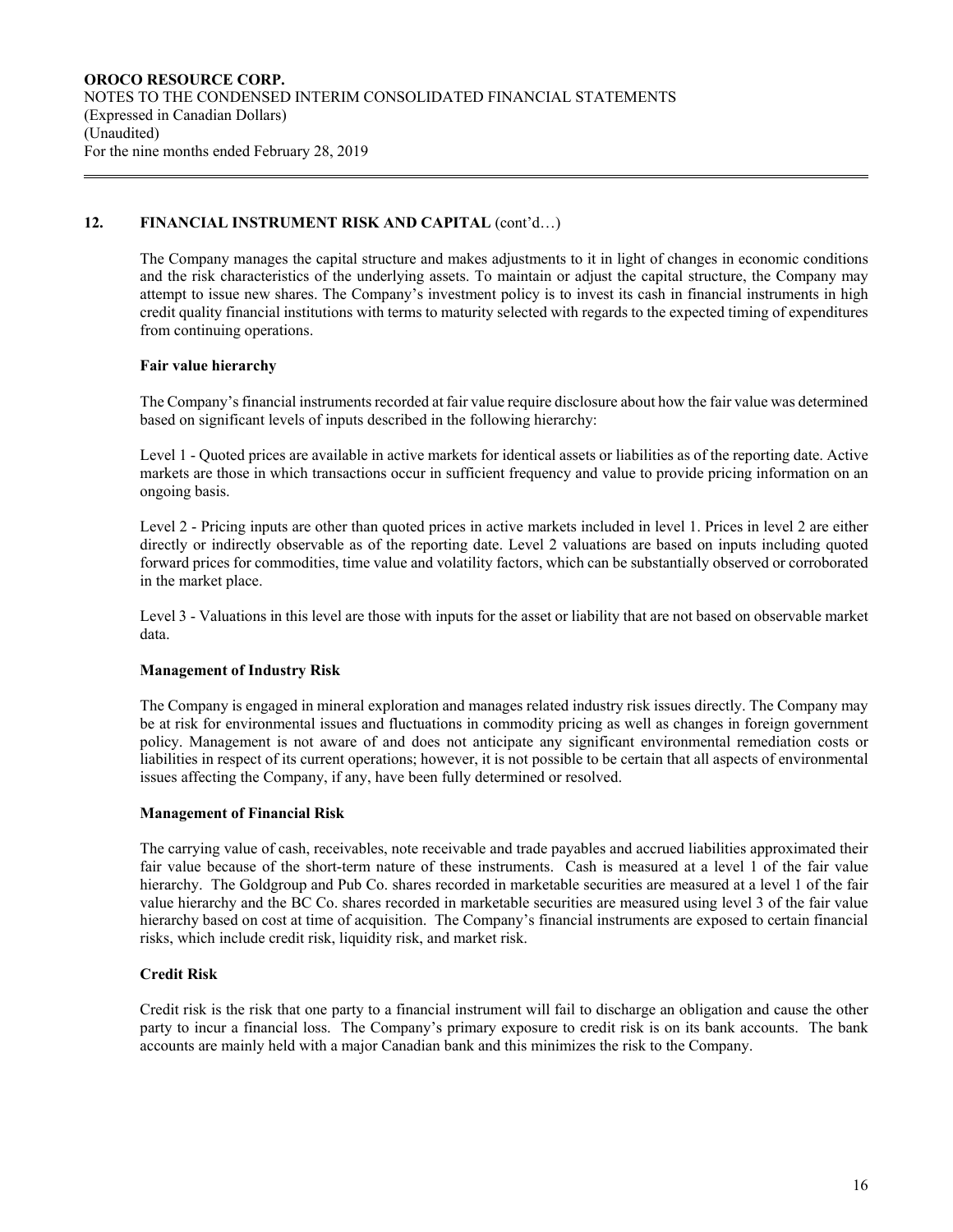## 12. FINANCIAL INSTRUMENT RISK AND CAPITAL (cont'd…)

The Company manages the capital structure and makes adjustments to it in light of changes in economic conditions and the risk characteristics of the underlying assets. To maintain or adjust the capital structure, the Company may attempt to issue new shares. The Company's investment policy is to invest its cash in financial instruments in high credit quality financial institutions with terms to maturity selected with regards to the expected timing of expenditures from continuing operations.

**Fair value hierarchy**

The Company's financial instruments recorded at fair value require disclosure about how the fair value was determined based on significant levels of inputs described in the following hierarchy:

Level 1 - Quoted prices are available in active markets for identical assets or liabilities as of the reporting date. Active markets are those in which transactions occur in sufficient frequency and value to provide pricing information on an ongoing basis.

Level 2 - Pricing inputs are other than quoted prices in active markets included in level 1. Prices in level 2 are either directly or indirectly observable as of the reporting date. Level 2 valuations are based on inputs including quoted forward prices for commodities, time value and volatility factors, which can be substantially observed or corroborated in the market place.

Level 3 - Valuations in this level are those with inputs for the asset or liability that are not based on observable market data.

**Management of Industry Risk**

The Company is engaged in mineral exploration and manages related industry risk issues directly. The Company may be at risk for environmental issues and fluctuations in commodity pricing as well as changes in foreign government policy. Management is not aware of and does not anticipate any significant environmental remediation costs or liabilities in respect of its current operations; however, it is not possible to be certain that all aspects of environmental issues affecting the Company, if any, have been fully determined or resolved.

**Management of Financial Risk**

The carrying value of cash, receivables, note receivable and trade payables and accrued liabilities approximated their fair value because of the short-term nature of these instruments. Cash is measured at a level 1 of the fair value hierarchy. The Goldgroup and Pub Co. shares recorded in marketable securities are measured at a level 1 of the fair value hierarchy and the BC Co. shares recorded in marketable securities are measured using level 3 of the fair value hierarchy based on cost at time of acquisition. The Company's financial instruments are exposed to certain financial risks, which include credit risk, liquidity risk, and market risk.

**Credit Risk**

Credit risk is the risk that one party to a financial instrument will fail to discharge an obligation and cause the other party to incur a financial loss. The Company's primary exposure to credit risk is on its bank accounts. The bank accounts are mainly held with a major Canadian bank and this minimizes the risk to the Company.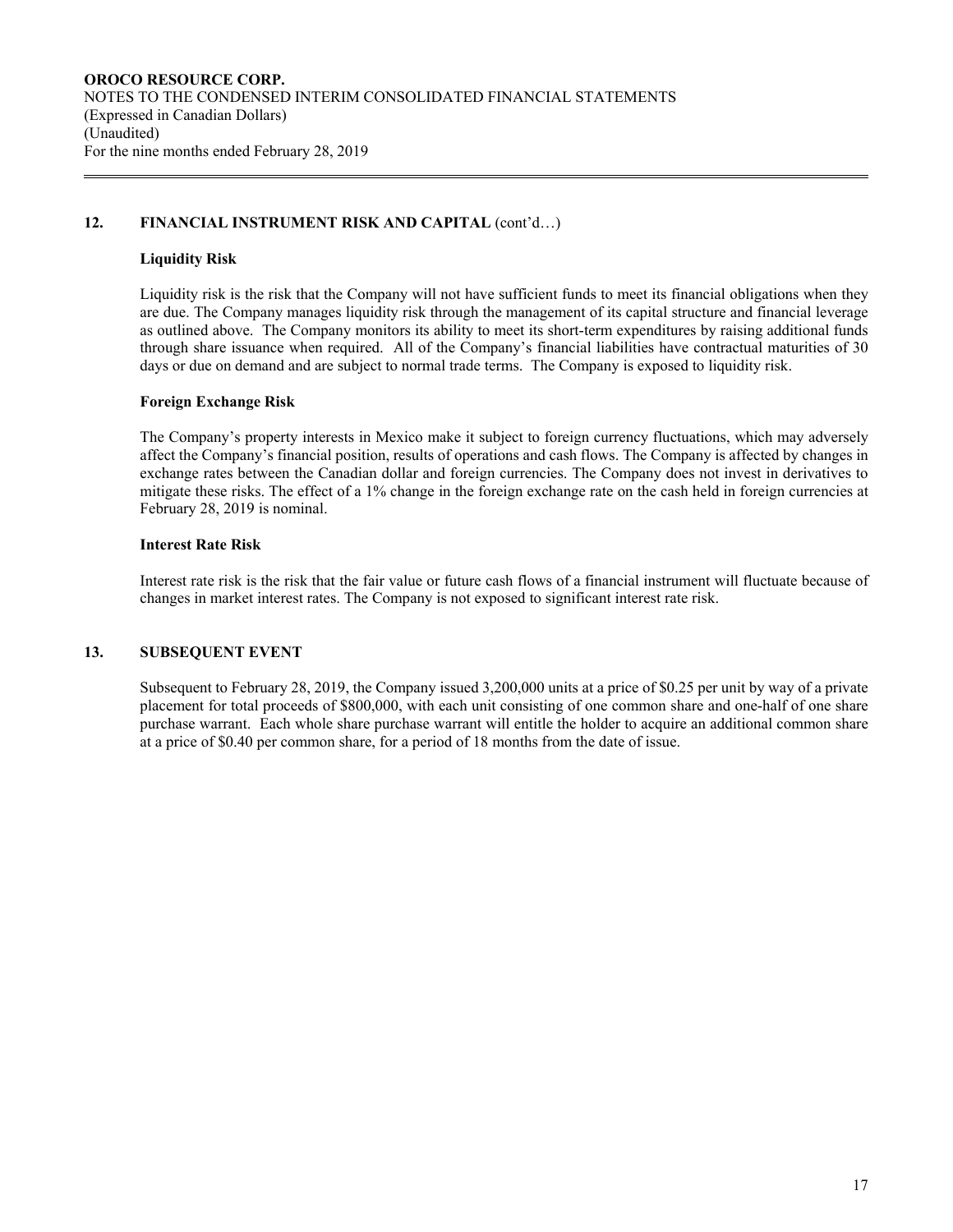## 12. FINANCIAL INSTRUMENT RISK AND CAPITAL (cont'd…)

### Liquidity Risk

Liquidity risk is the risk that the Company will not have sufficient funds to meet its financial obligations when they are due. The Company manages liquidity risk through the management of its capital structure and financial leverage as outlined above. The Company monitors its ability to meet its short-term expenditures by raising additional funds through share issuance when required. All of the Company's financial liabilities have contractual maturities of 30 days or due on demand and are subject to normal trade terms. The Company is exposed to liquidity risk.

### Foreign Exchange Risk

The Company's property interests in Mexico make it subject to foreign currency fluctuations, which may adversely affect the Company's financial position, results of operations and cash flows. The Company is affected by changes in exchange rates between the Canadian dollar and foreign currencies. The Company does not invest in derivatives to mitigate these risks. The effect of a 1% change in the foreign exchange rate on the cash held in foreign currencies at February 28, 2019 is nominal.

### Interest Rate Risk

Interest rate risk is the risk that the fair value or future cash flows of a financial instrument will fluctuate because of changes in market interest rates. The Company is not exposed to significant interest rate risk.

## 13. SUBSEQUENT EVENT

Subsequent to February 28, 2019, the Company issued 3,200,000 units at a price of $0.25 per unit by way of a private placement for total proceeds of $800,000, with each unit consisting of one common share and one-half of one share purchase warrant. Each whole share purchase warrant will entitle the holder to acquire an additional common share at a price of $0.40 per common share, for a period of 18 months from the date of issue.